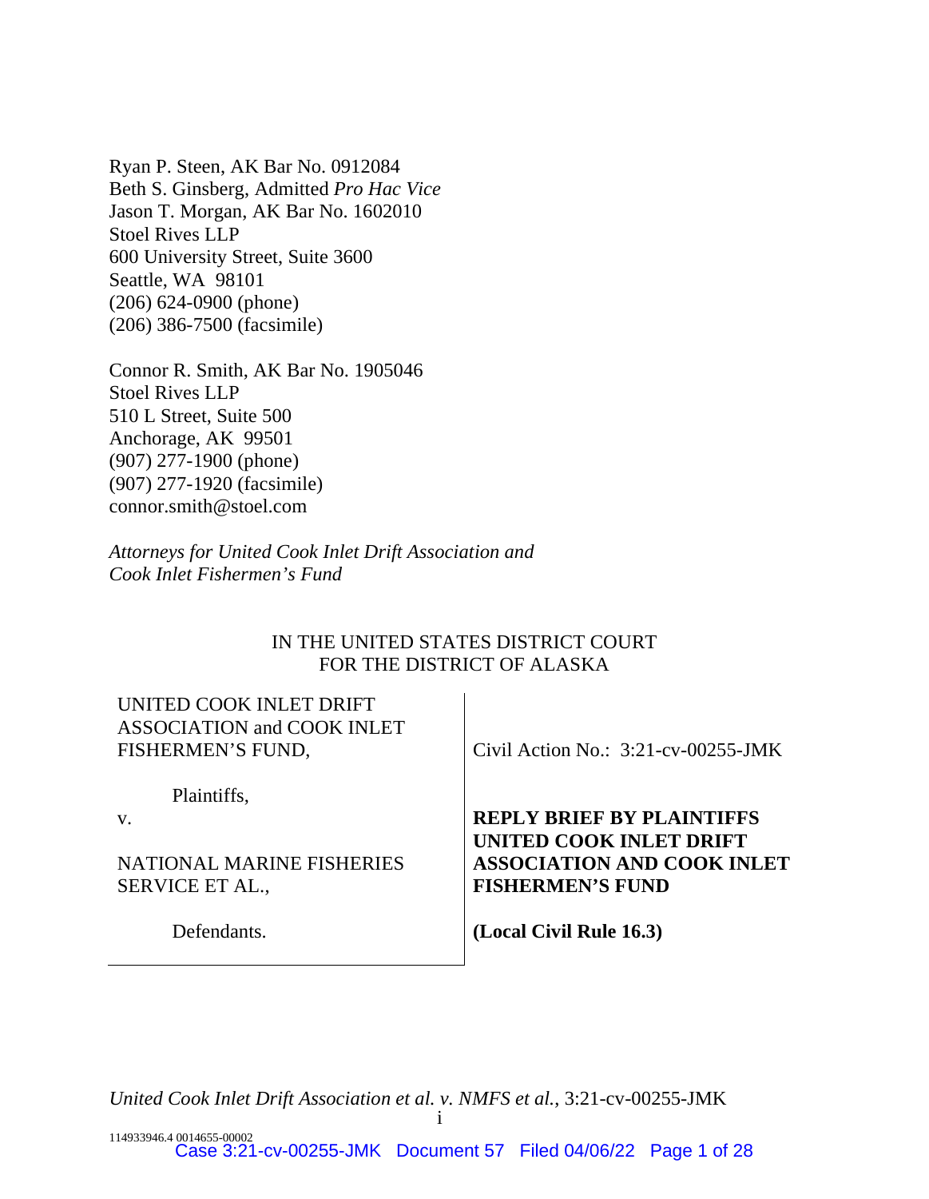Ryan P. Steen, AK Bar No. 0912084
Beth S. Ginsberg, Admitted *Pro Hac Vice*
Jason T. Morgan, AK Bar No. 1602010
Stoel Rives LLP
600 University Street, Suite 3600
Seattle, WA 98101
(206) 624-0900 (phone)
(206) 386-7500 (facsimile)

Connor R. Smith, AK Bar No. 1905046
Stoel Rives LLP
510 L Street, Suite 500
Anchorage, AK 99501
(907) 277-1900 (phone)
(907) 277-1920 (facsimile)
connor.smith@stoel.com

*Attorneys for United Cook Inlet Drift Association and Cook Inlet Fishermen's Fund*

IN THE UNITED STATES DISTRICT COURT
FOR THE DISTRICT OF ALASKA

| | |
|---|---|
| UNITED COOK INLET DRIFT ASSOCIATION and COOK INLET FISHERMEN'S FUND,<br><br>Plaintiffs,<br><br>v.<br><br>NATIONAL MARINE FISHERIES SERVICE ET AL.,<br><br>Defendants. | Civil Action No.: 3:21-cv-00255-JMK<br><br>**REPLY BRIEF BY PLAINTIFFS UNITED COOK INLET DRIFT ASSOCIATION AND COOK INLET FISHERMEN'S FUND**<br><br>**(Local Civil Rule 16.3)** |

*United Cook Inlet Drift Association et al. v. NMFS et al.*, 3:21-cv-00255-JMK

114933946.4 0014655-00002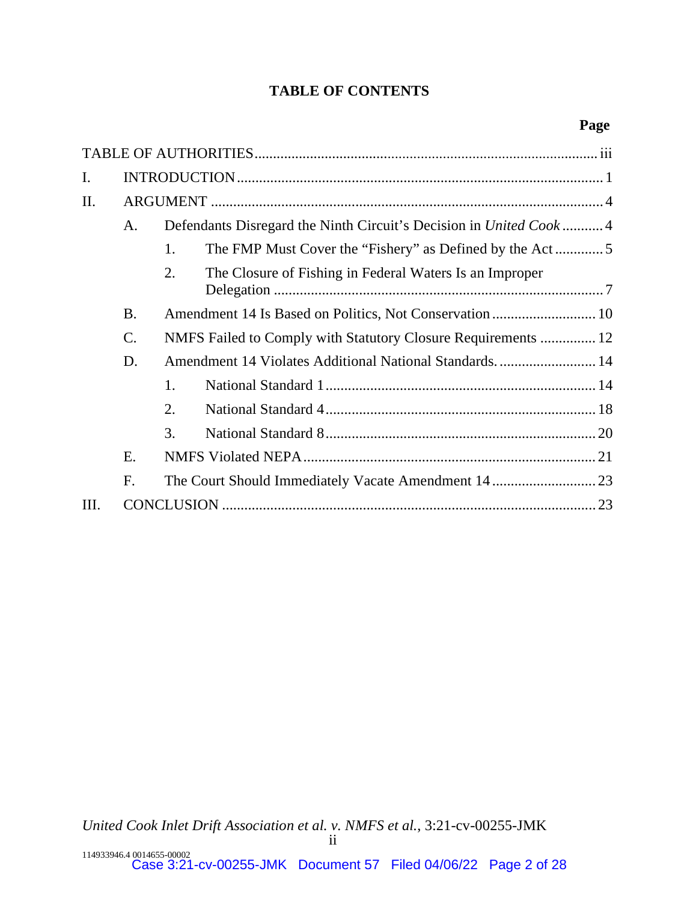## TABLE OF CONTENTS

| | Page |
|---|---|
| TABLE OF AUTHORITIES | iii |
| I. INTRODUCTION | 1 |
| II. ARGUMENT | 4 |
| A. Defendants Disregard the Ninth Circuit's Decision in *United Cook* | 4 |
| 1. The FMP Must Cover the "Fishery" as Defined by the Act | 5 |
| 2. The Closure of Fishing in Federal Waters Is an Improper Delegation | 7 |
| B. Amendment 14 Is Based on Politics, Not Conservation | 10 |
| C. NMFS Failed to Comply with Statutory Closure Requirements | 12 |
| D. Amendment 14 Violates Additional National Standards. | 14 |
| 1. National Standard 1 | 14 |
| 2. National Standard 4 | 18 |
| 3. National Standard 8 | 20 |
| E. NMFS Violated NEPA | 21 |
| F. The Court Should Immediately Vacate Amendment 14 | 23 |
| III. CONCLUSION | 23 |

*United Cook Inlet Drift Association et al. v. NMFS et al.*, 3:21-cv-00255-JMK

114933946.4 0014655-00002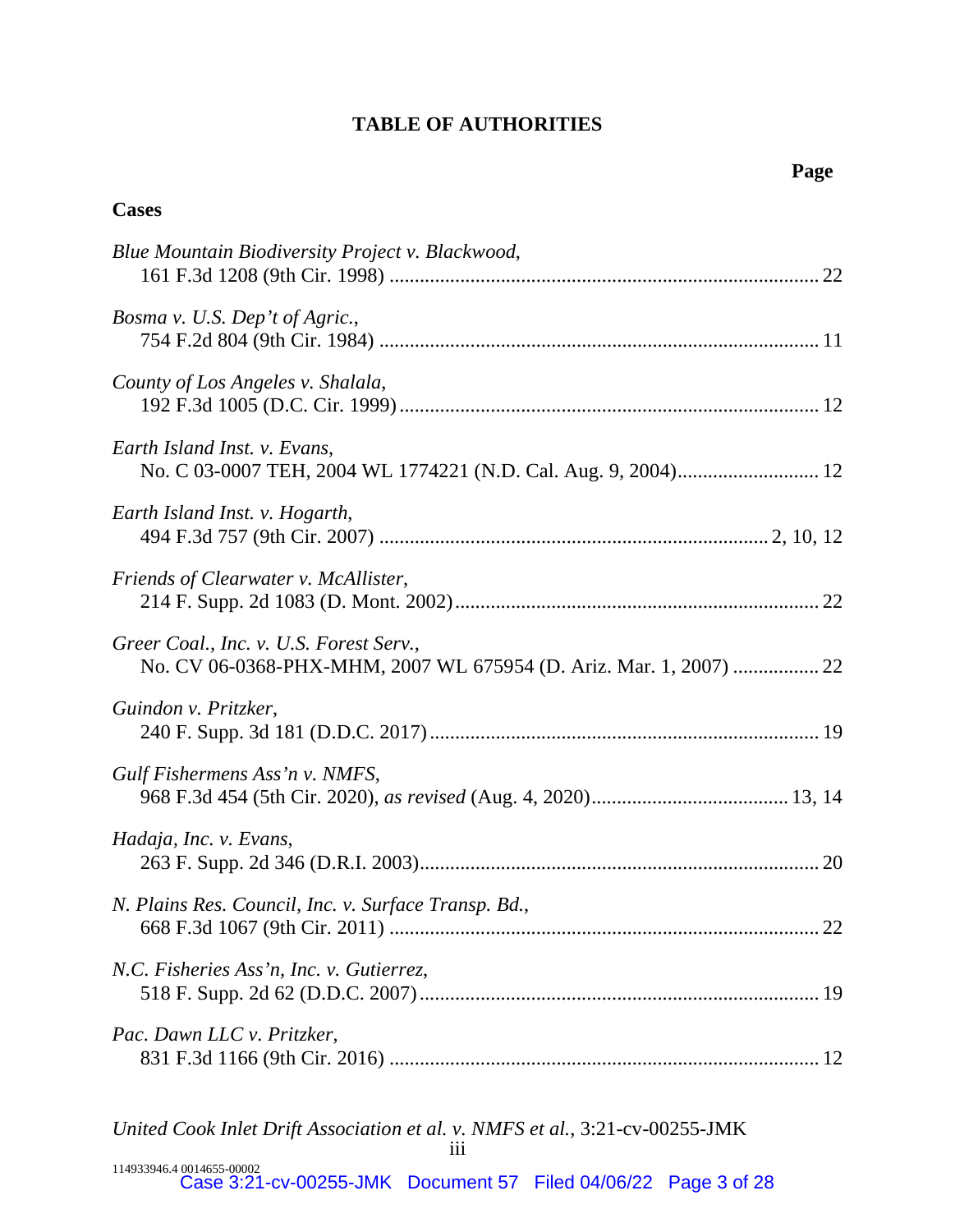## TABLE OF AUTHORITIES

**Page**

### Cases

*Blue Mountain Biodiversity Project v. Blackwood*,
161 F.3d 1208 (9th Cir. 1998) .................................................................................... 22

*Bosma v. U.S. Dep't of Agric.*,
754 F.2d 804 (9th Cir. 1984) ...................................................................................... 11

*County of Los Angeles v. Shalala*,
192 F.3d 1005 (D.C. Cir. 1999) .................................................................................. 12

*Earth Island Inst. v. Evans*,
No. C 03-0007 TEH, 2004 WL 1774221 (N.D. Cal. Aug. 9, 2004)........................... 12

*Earth Island Inst. v. Hogarth*,
494 F.3d 757 (9th Cir. 2007) ........................................................................... 2, 10, 12

*Friends of Clearwater v. McAllister*,
214 F. Supp. 2d 1083 (D. Mont. 2002)....................................................................... 22

*Greer Coal., Inc. v. U.S. Forest Serv.*,
No. CV 06-0368-PHX-MHM, 2007 WL 675954 (D. Ariz. Mar. 1, 2007) ................ 22

*Guindon v. Pritzker*,
240 F. Supp. 3d 181 (D.D.C. 2017)............................................................................ 19

*Gulf Fishermens Ass'n v. NMFS*,
968 F.3d 454 (5th Cir. 2020), *as revised* (Aug. 4, 2020)...................................... 13, 14

*Hadaja, Inc. v. Evans*,
263 F. Supp. 2d 346 (D.R.I. 2003).............................................................................. 20

*N. Plains Res. Council, Inc. v. Surface Transp. Bd.*,
668 F.3d 1067 (9th Cir. 2011) .................................................................................... 22

*N.C. Fisheries Ass'n, Inc. v. Gutierrez*,
518 F. Supp. 2d 62 (D.D.C. 2007).............................................................................. 19

*Pac. Dawn LLC v. Pritzker*,
831 F.3d 1166 (9th Cir. 2016) .................................................................................... 12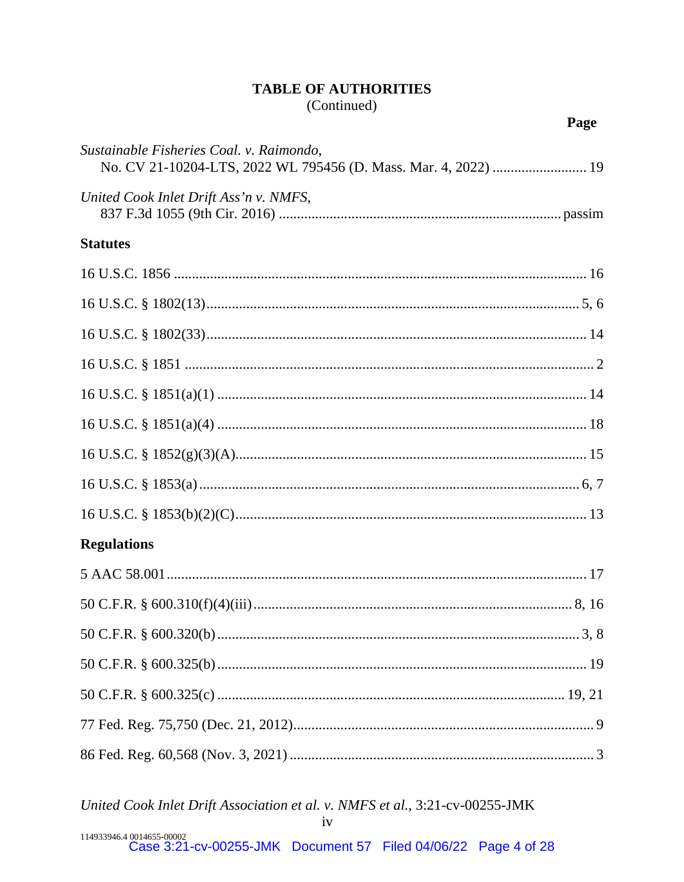**TABLE OF AUTHORITIES**
(Continued)

**Page**

*Sustainable Fisheries Coal. v. Raimondo*,
No. CV 21-10204-LTS, 2022 WL 795456 (D. Mass. Mar. 4, 2022) .......................... 19

*United Cook Inlet Drift Ass'n v. NMFS*,
837 F.3d 1055 (9th Cir. 2016) ............................................................................ passim

**Statutes**

16 U.S.C. 1856 ................................................................................................. 16

16 U.S.C. § 1802(13)....................................................................................... 5, 6

16 U.S.C. § 1802(33)........................................................................................ 14

16 U.S.C. § 1851 ................................................................................................ 2

16 U.S.C. § 1851(a)(1) ..................................................................................... 14

16 U.S.C. § 1851(a)(4) ..................................................................................... 18

16 U.S.C. § 1852(g)(3)(A)................................................................................ 15

16 U.S.C. § 1853(a) ........................................................................................ 6, 7

16 U.S.C. § 1853(b)(2)(C)................................................................................ 13

**Regulations**

5 AAC 58.001.................................................................................................... 17

50 C.F.R. § 600.310(f)(4)(iii) ........................................................................ 8, 16

50 C.F.R. § 600.320(b) .................................................................................... 3, 8

50 C.F.R. § 600.325(b) ..................................................................................... 19

50 C.F.R. § 600.325(c) ................................................................................ 19, 21

77 Fed. Reg. 75,750 (Dec. 21, 2012).................................................................. 9

86 Fed. Reg. 60,568 (Nov. 3, 2021) .................................................................... 3

*United Cook Inlet Drift Association et al. v. NMFS et al.*, 3:21-cv-00255-JMK

114933946.4 0014655-00002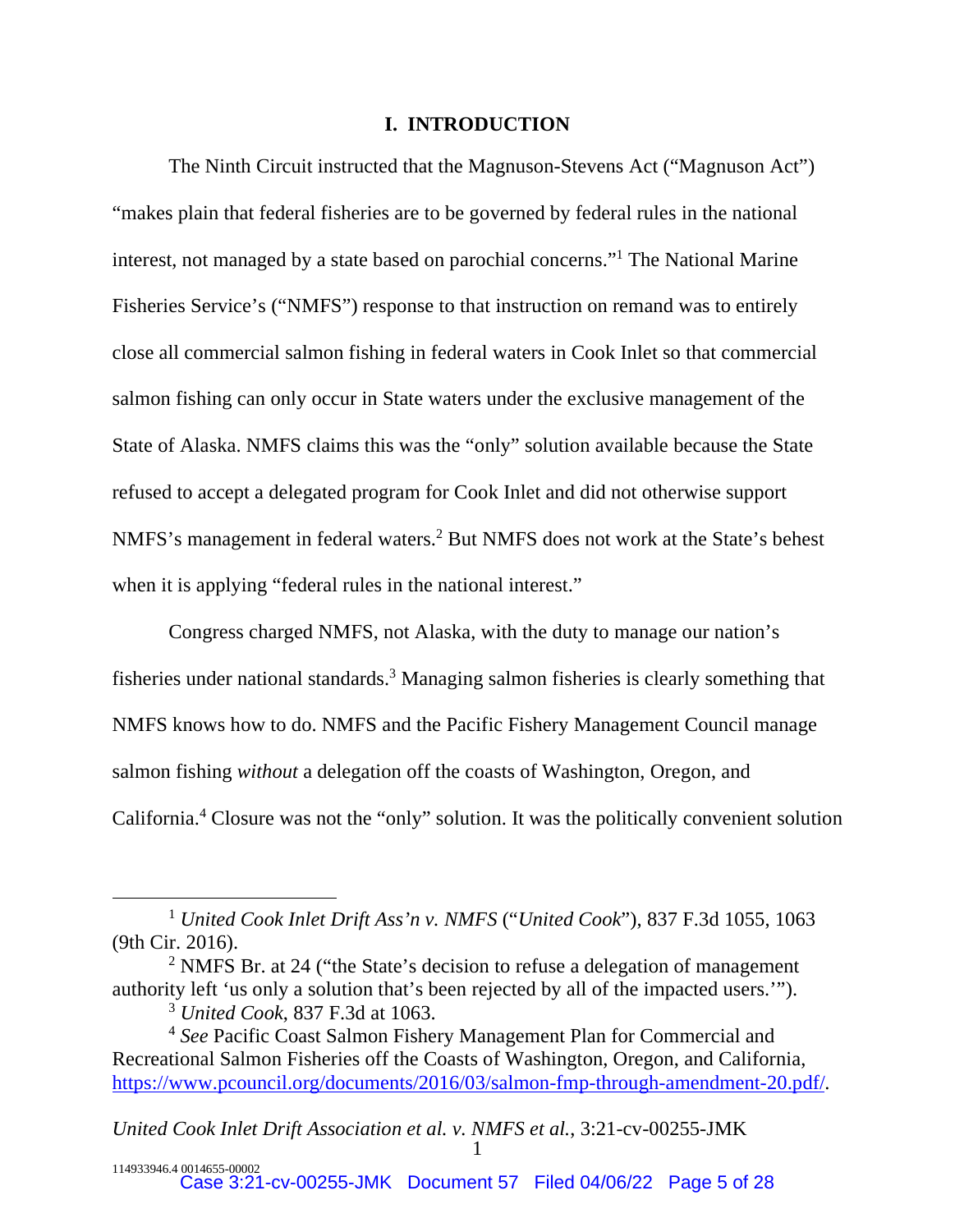# I. INTRODUCTION

The Ninth Circuit instructed that the Magnuson-Stevens Act ("Magnuson Act") "makes plain that federal fisheries are to be governed by federal rules in the national interest, not managed by a state based on parochial concerns."[1] The National Marine Fisheries Service's ("NMFS") response to that instruction on remand was to entirely close all commercial salmon fishing in federal waters in Cook Inlet so that commercial salmon fishing can only occur in State waters under the exclusive management of the State of Alaska. NMFS claims this was the "only" solution available because the State refused to accept a delegated program for Cook Inlet and did not otherwise support NMFS's management in federal waters.[2] But NMFS does not work at the State's behest when it is applying "federal rules in the national interest."

Congress charged NMFS, not Alaska, with the duty to manage our nation's fisheries under national standards.[3] Managing salmon fisheries is clearly something that NMFS knows how to do. NMFS and the Pacific Fishery Management Council manage salmon fishing *without* a delegation off the coasts of Washington, Oregon, and California.[4] Closure was not the "only" solution. It was the politically convenient solution

---

[1] *United Cook Inlet Drift Ass'n v. NMFS* ("*United Cook*"), 837 F.3d 1055, 1063 (9th Cir. 2016).

[2] NMFS Br. at 24 ("the State's decision to refuse a delegation of management authority left 'us only a solution that's been rejected by all of the impacted users.'").

[3] *United Cook*, 837 F.3d at 1063.

[4] *See* Pacific Coast Salmon Fishery Management Plan for Commercial and Recreational Salmon Fisheries off the Coasts of Washington, Oregon, and California, https://www.pcouncil.org/documents/2016/03/salmon-fmp-through-amendment-20.pdf/.

*United Cook Inlet Drift Association et al. v. NMFS et al.*, 3:21-cv-00255-JMK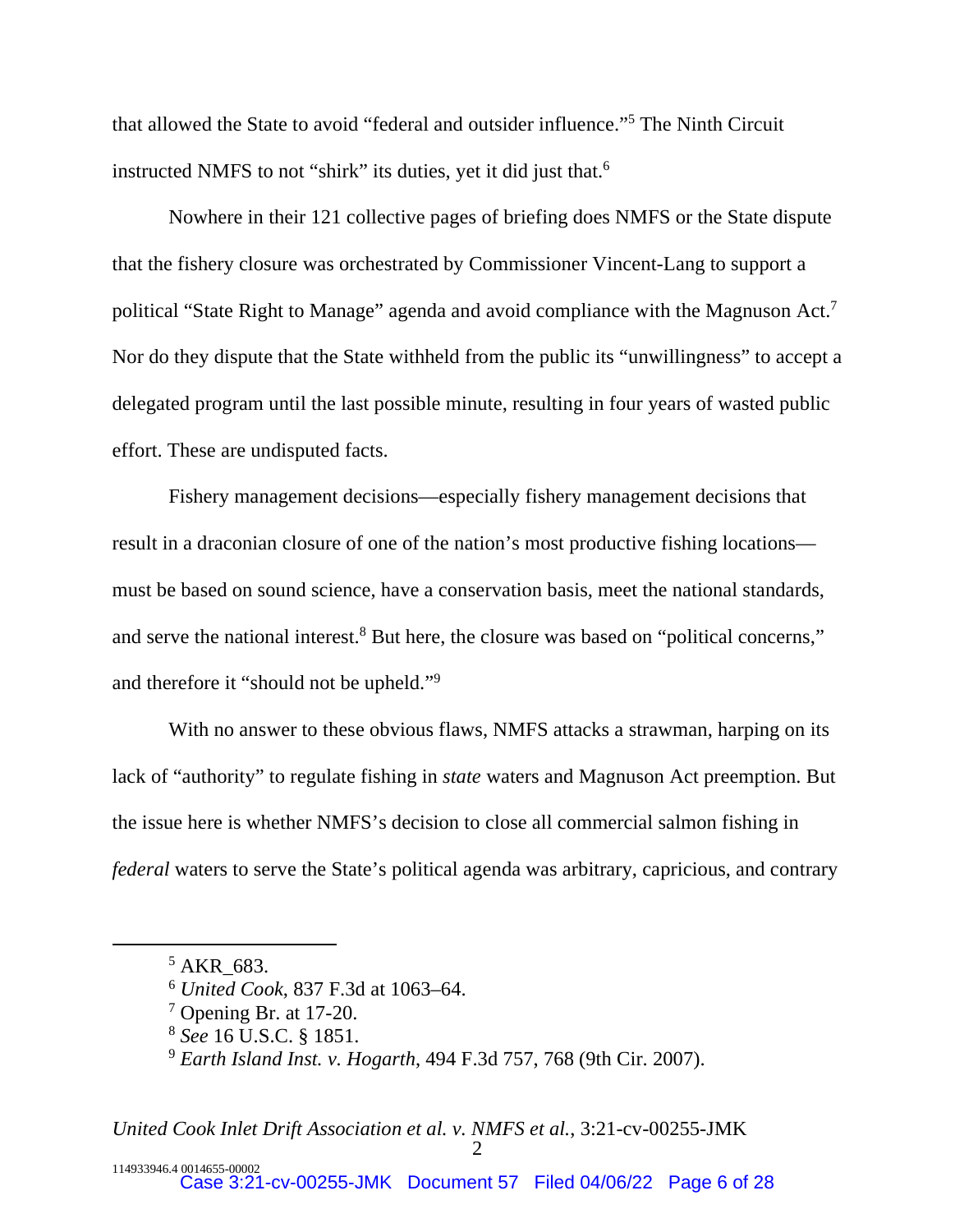that allowed the State to avoid "federal and outsider influence."[5] The Ninth Circuit instructed NMFS to not "shirk" its duties, yet it did just that.[6]

Nowhere in their 121 collective pages of briefing does NMFS or the State dispute that the fishery closure was orchestrated by Commissioner Vincent-Lang to support a political "State Right to Manage" agenda and avoid compliance with the Magnuson Act.[7] Nor do they dispute that the State withheld from the public its "unwillingness" to accept a delegated program until the last possible minute, resulting in four years of wasted public effort. These are undisputed facts.

Fishery management decisions—especially fishery management decisions that result in a draconian closure of one of the nation's most productive fishing locations—must be based on sound science, have a conservation basis, meet the national standards, and serve the national interest.[8] But here, the closure was based on "political concerns," and therefore it "should not be upheld."[9]

With no answer to these obvious flaws, NMFS attacks a strawman, harping on its lack of "authority" to regulate fishing in *state* waters and Magnuson Act preemption. But the issue here is whether NMFS's decision to close all commercial salmon fishing in *federal* waters to serve the State's political agenda was arbitrary, capricious, and contrary

---

[5] AKR_683.

[6] *United Cook*, 837 F.3d at 1063–64.

[7] Opening Br. at 17-20.

[8] *See* 16 U.S.C. § 1851.

[9] *Earth Island Inst. v. Hogarth*, 494 F.3d 757, 768 (9th Cir. 2007).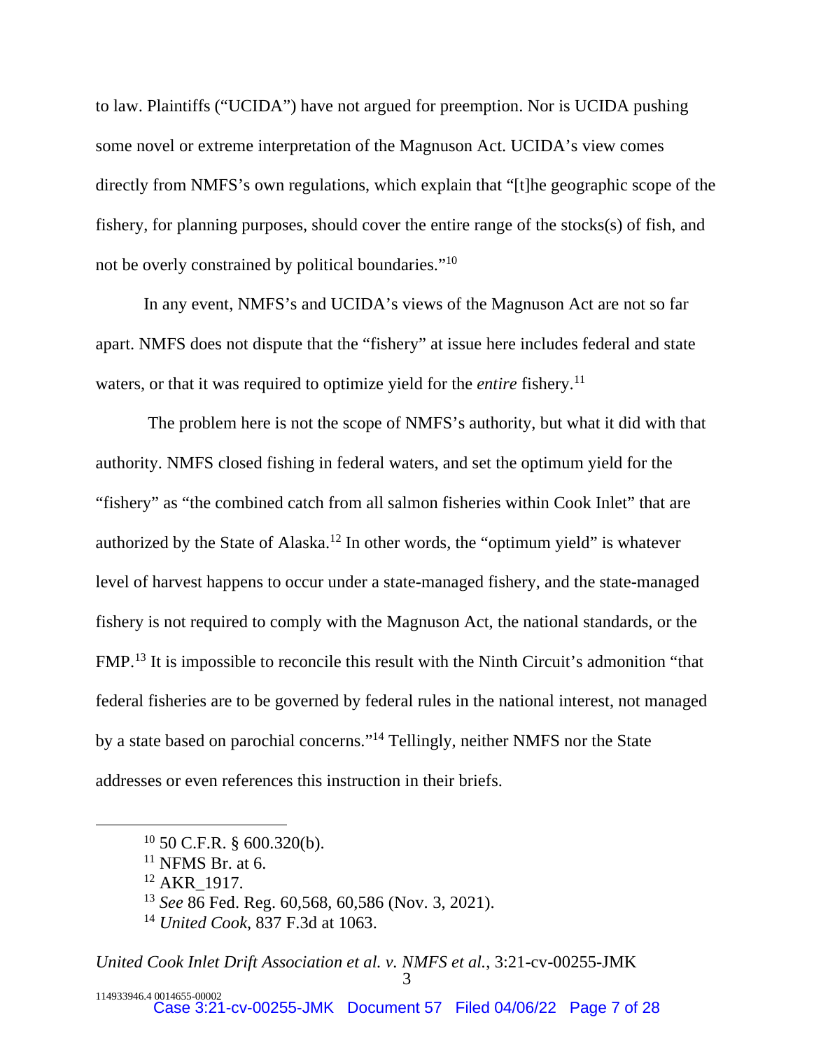to law. Plaintiffs ("UCIDA") have not argued for preemption. Nor is UCIDA pushing some novel or extreme interpretation of the Magnuson Act. UCIDA's view comes directly from NMFS's own regulations, which explain that "[t]he geographic scope of the fishery, for planning purposes, should cover the entire range of the stocks(s) of fish, and not be overly constrained by political boundaries."[10]

In any event, NMFS's and UCIDA's views of the Magnuson Act are not so far apart. NMFS does not dispute that the "fishery" at issue here includes federal and state waters, or that it was required to optimize yield for the *entire* fishery.[11]

The problem here is not the scope of NMFS's authority, but what it did with that authority. NMFS closed fishing in federal waters, and set the optimum yield for the "fishery" as "the combined catch from all salmon fisheries within Cook Inlet" that are authorized by the State of Alaska.[12] In other words, the "optimum yield" is whatever level of harvest happens to occur under a state-managed fishery, and the state-managed fishery is not required to comply with the Magnuson Act, the national standards, or the FMP.[13] It is impossible to reconcile this result with the Ninth Circuit's admonition "that federal fisheries are to be governed by federal rules in the national interest, not managed by a state based on parochial concerns."[14] Tellingly, neither NMFS nor the State addresses or even references this instruction in their briefs.

---

[10] 50 C.F.R. § 600.320(b).

[11] NFMS Br. at 6.

[12] AKR_1917.

[13] *See* 86 Fed. Reg. 60,568, 60,586 (Nov. 3, 2021).

[14] *United Cook*, 837 F.3d at 1063.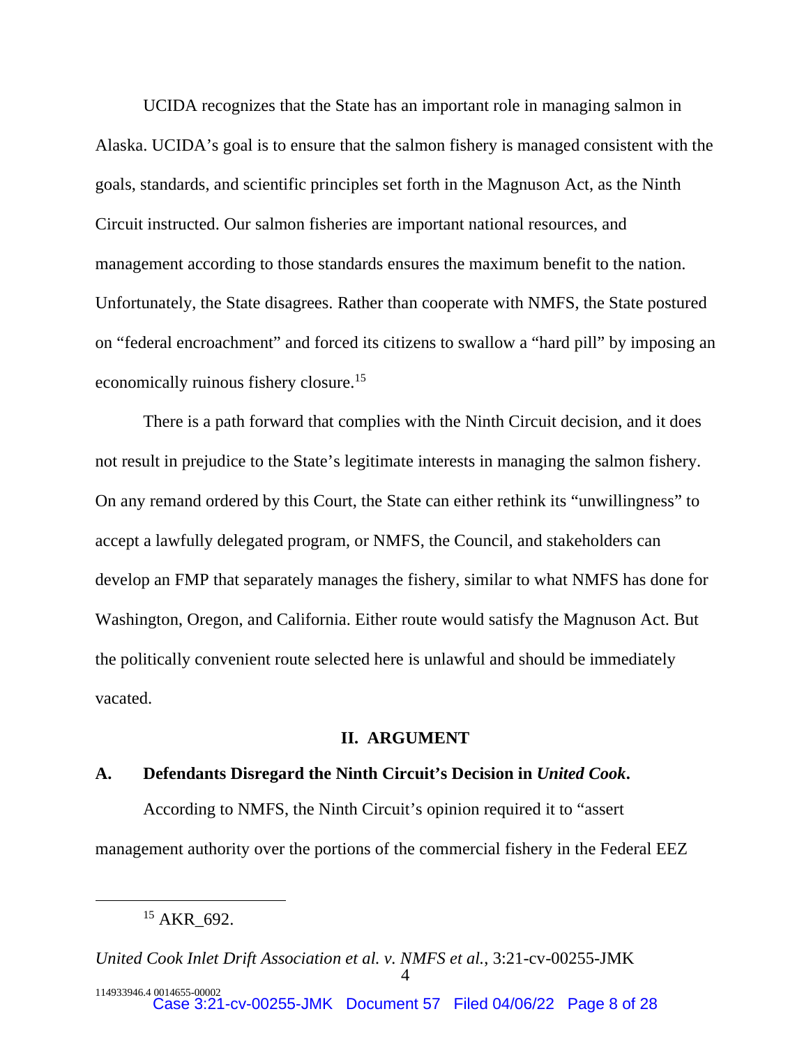UCIDA recognizes that the State has an important role in managing salmon in Alaska. UCIDA's goal is to ensure that the salmon fishery is managed consistent with the goals, standards, and scientific principles set forth in the Magnuson Act, as the Ninth Circuit instructed. Our salmon fisheries are important national resources, and management according to those standards ensures the maximum benefit to the nation. Unfortunately, the State disagrees. Rather than cooperate with NMFS, the State postured on "federal encroachment" and forced its citizens to swallow a "hard pill" by imposing an economically ruinous fishery closure.[15]

There is a path forward that complies with the Ninth Circuit decision, and it does not result in prejudice to the State's legitimate interests in managing the salmon fishery. On any remand ordered by this Court, the State can either rethink its "unwillingness" to accept a lawfully delegated program, or NMFS, the Council, and stakeholders can develop an FMP that separately manages the fishery, similar to what NMFS has done for Washington, Oregon, and California. Either route would satisfy the Magnuson Act. But the politically convenient route selected here is unlawful and should be immediately vacated.

## II. ARGUMENT

### A. Defendants Disregard the Ninth Circuit's Decision in *United Cook*.

According to NMFS, the Ninth Circuit's opinion required it to "assert management authority over the portions of the commercial fishery in the Federal EEZ

---

[15] AKR_692.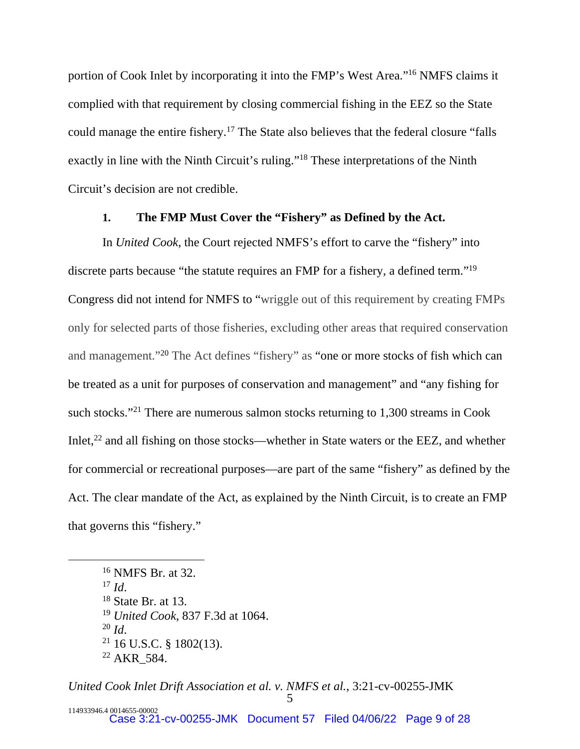portion of Cook Inlet by incorporating it into the FMP's West Area."[16] NMFS claims it complied with that requirement by closing commercial fishing in the EEZ so the State could manage the entire fishery.[17] The State also believes that the federal closure "falls exactly in line with the Ninth Circuit's ruling."[18] These interpretations of the Ninth Circuit's decision are not credible.

### 1. The FMP Must Cover the "Fishery" as Defined by the Act.

In *United Cook*, the Court rejected NMFS's effort to carve the "fishery" into discrete parts because "the statute requires an FMP for a fishery, a defined term."[19] Congress did not intend for NMFS to "wriggle out of this requirement by creating FMPs only for selected parts of those fisheries, excluding other areas that required conservation and management."[20] The Act defines "fishery" as "one or more stocks of fish which can be treated as a unit for purposes of conservation and management" and "any fishing for such stocks."[21] There are numerous salmon stocks returning to 1,300 streams in Cook Inlet,[22] and all fishing on those stocks—whether in State waters or the EEZ, and whether for commercial or recreational purposes—are part of the same "fishery" as defined by the Act. The clear mandate of the Act, as explained by the Ninth Circuit, is to create an FMP that governs this "fishery."

---

[16] NMFS Br. at 32.

[17] *Id*.

[18] State Br. at 13.

[19] *United Cook*, 837 F.3d at 1064.

[20] *Id*.

[21] 16 U.S.C. § 1802(13).

[22] AKR_584.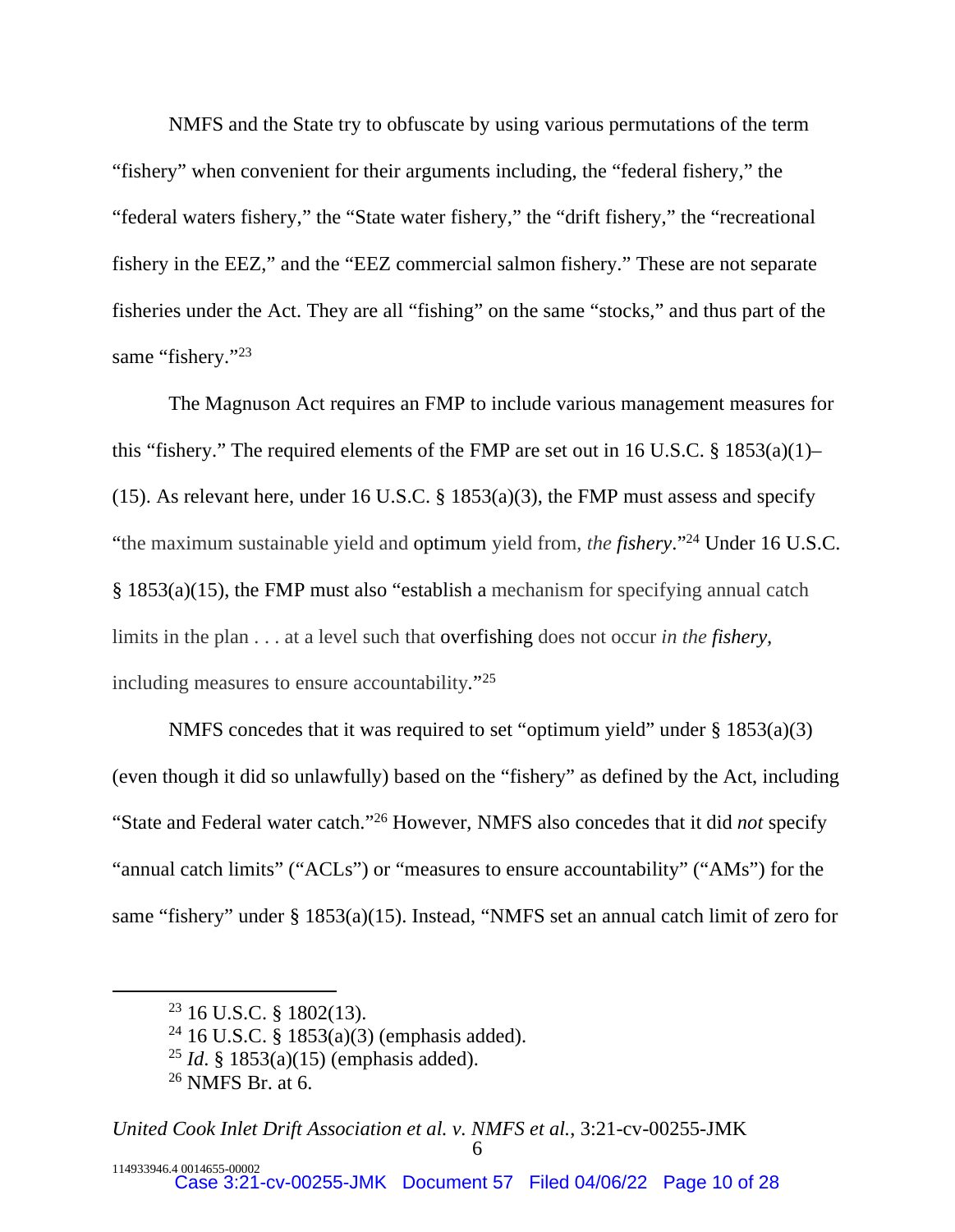NMFS and the State try to obfuscate by using various permutations of the term "fishery" when convenient for their arguments including, the "federal fishery," the "federal waters fishery," the "State water fishery," the "drift fishery," the "recreational fishery in the EEZ," and the "EEZ commercial salmon fishery." These are not separate fisheries under the Act. They are all "fishing" on the same "stocks," and thus part of the same "fishery."[23]

The Magnuson Act requires an FMP to include various management measures for this "fishery." The required elements of the FMP are set out in 16 U.S.C. § 1853(a)(1)–(15). As relevant here, under 16 U.S.C. § 1853(a)(3), the FMP must assess and specify "the maximum sustainable yield and optimum yield from, *the* ***fishery***."[24] Under 16 U.S.C. § 1853(a)(15), the FMP must also "establish a mechanism for specifying annual catch limits in the plan . . . at a level such that overfishing does not occur *in the* ***fishery***, including measures to ensure accountability."[25]

NMFS concedes that it was required to set "optimum yield" under § 1853(a)(3) (even though it did so unlawfully) based on the "fishery" as defined by the Act, including "State and Federal water catch."[26] However, NMFS also concedes that it did *not* specify "annual catch limits" ("ACLs") or "measures to ensure accountability" ("AMs") for the same "fishery" under § 1853(a)(15). Instead, "NMFS set an annual catch limit of zero for

---

[23] 16 U.S.C. § 1802(13).

[24] 16 U.S.C. § 1853(a)(3) (emphasis added).

[25] *Id.* § 1853(a)(15) (emphasis added).

[26] NMFS Br. at 6.

*United Cook Inlet Drift Association et al. v. NMFS et al.*, 3:21-cv-00255-JMK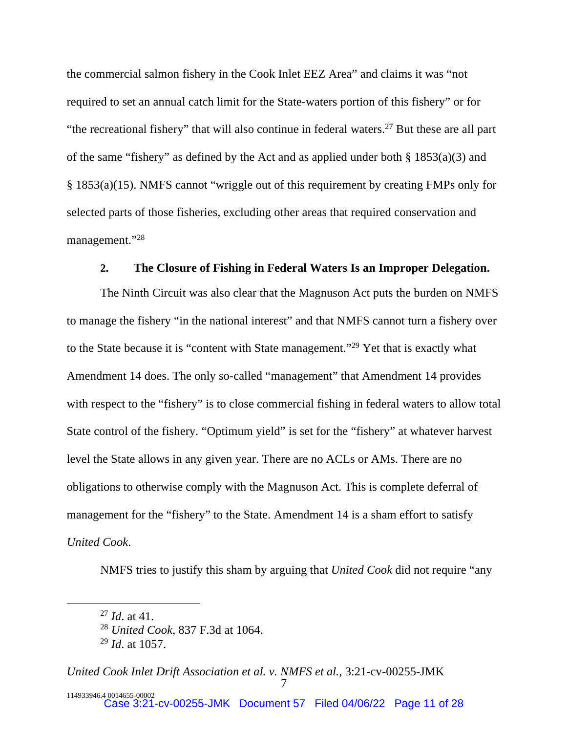the commercial salmon fishery in the Cook Inlet EEZ Area" and claims it was "not required to set an annual catch limit for the State-waters portion of this fishery" or for "the recreational fishery" that will also continue in federal waters.[27] But these are all part of the same "fishery" as defined by the Act and as applied under both § 1853(a)(3) and § 1853(a)(15). NMFS cannot "wriggle out of this requirement by creating FMPs only for selected parts of those fisheries, excluding other areas that required conservation and management."[28]

### 2. The Closure of Fishing in Federal Waters Is an Improper Delegation.

The Ninth Circuit was also clear that the Magnuson Act puts the burden on NMFS to manage the fishery "in the national interest" and that NMFS cannot turn a fishery over to the State because it is "content with State management."[29] Yet that is exactly what Amendment 14 does. The only so-called "management" that Amendment 14 provides with respect to the "fishery" is to close commercial fishing in federal waters to allow total State control of the fishery. "Optimum yield" is set for the "fishery" at whatever harvest level the State allows in any given year. There are no ACLs or AMs. There are no obligations to otherwise comply with the Magnuson Act. This is complete deferral of management for the "fishery" to the State. Amendment 14 is a sham effort to satisfy *United Cook*.

NMFS tries to justify this sham by arguing that *United Cook* did not require "any

---

[27] *Id*. at 41.

[28] *United Cook*, 837 F.3d at 1064.

[29] *Id*. at 1057.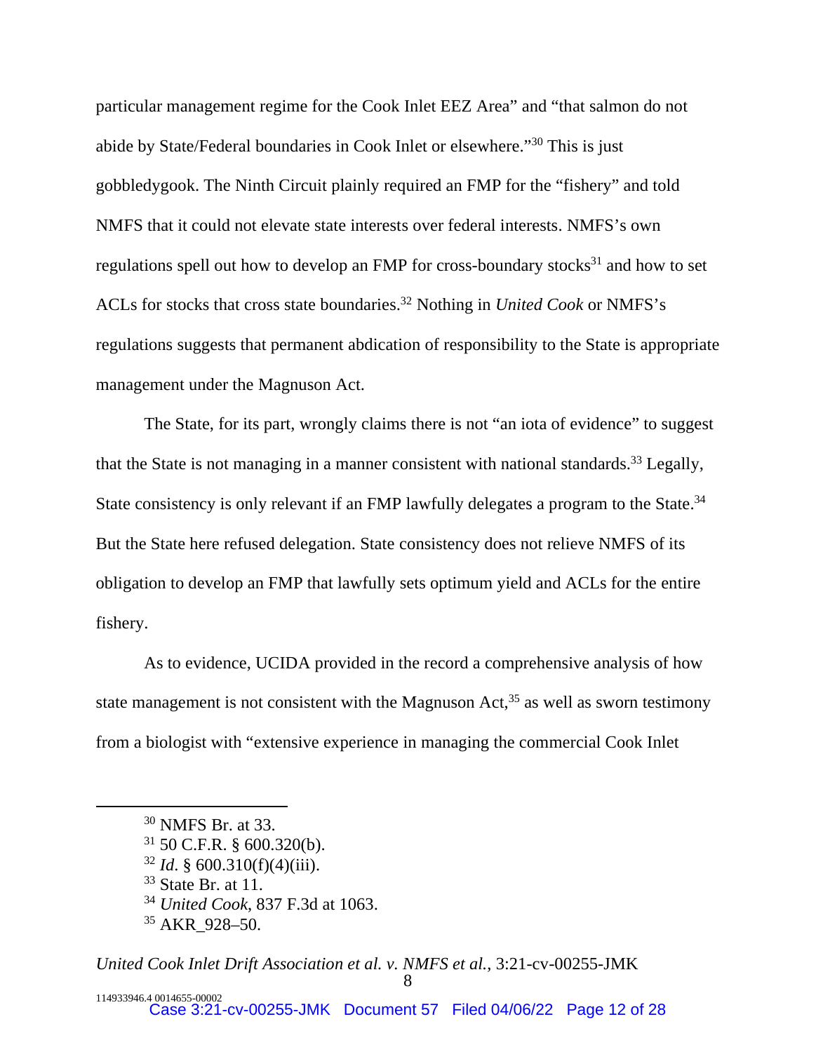particular management regime for the Cook Inlet EEZ Area" and "that salmon do not abide by State/Federal boundaries in Cook Inlet or elsewhere."[30] This is just gobbledygook. The Ninth Circuit plainly required an FMP for the "fishery" and told NMFS that it could not elevate state interests over federal interests. NMFS's own regulations spell out how to develop an FMP for cross-boundary stocks[31] and how to set ACLs for stocks that cross state boundaries.[32] Nothing in *United Cook* or NMFS's regulations suggests that permanent abdication of responsibility to the State is appropriate management under the Magnuson Act.

The State, for its part, wrongly claims there is not "an iota of evidence" to suggest that the State is not managing in a manner consistent with national standards.[33] Legally, State consistency is only relevant if an FMP lawfully delegates a program to the State.[34] But the State here refused delegation. State consistency does not relieve NMFS of its obligation to develop an FMP that lawfully sets optimum yield and ACLs for the entire fishery.

As to evidence, UCIDA provided in the record a comprehensive analysis of how state management is not consistent with the Magnuson Act,[35] as well as sworn testimony from a biologist with "extensive experience in managing the commercial Cook Inlet

---

[30] NMFS Br. at 33.

[31] 50 C.F.R. § 600.320(b).

[32] *Id*. § 600.310(f)(4)(iii).

[33] State Br. at 11.

[34] *United Cook*, 837 F.3d at 1063.

[35] AKR_928–50.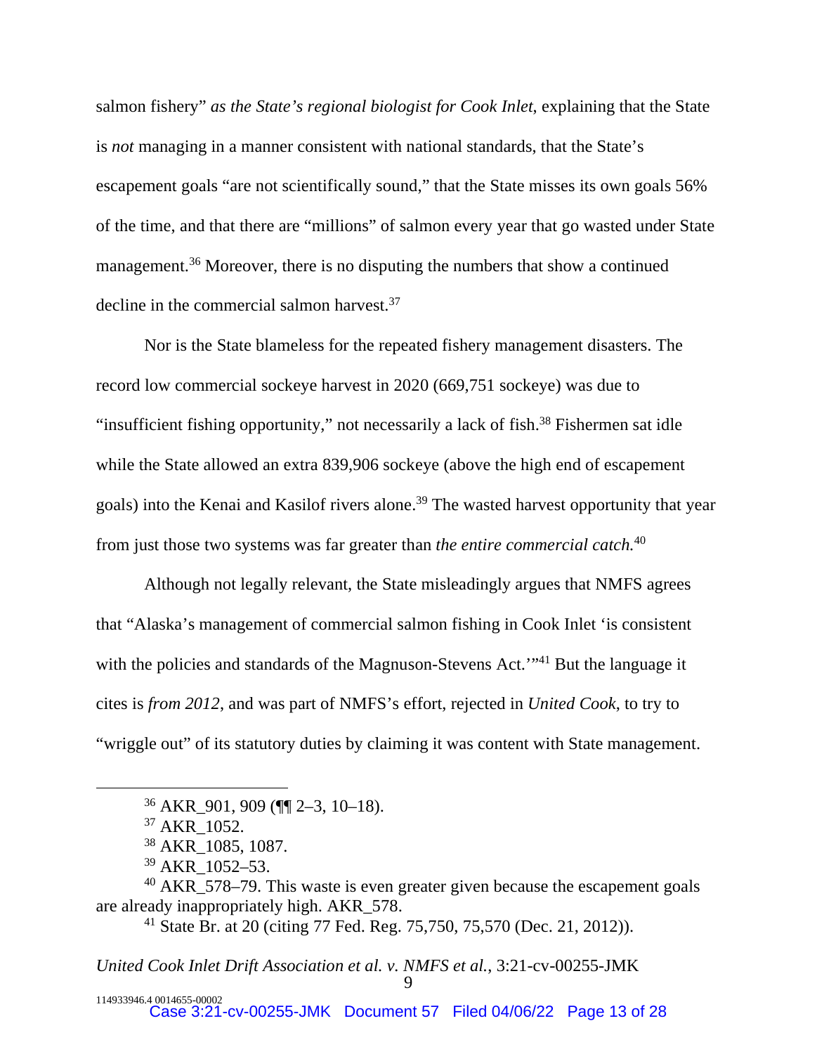salmon fishery" *as the State's regional biologist for Cook Inlet*, explaining that the State is *not* managing in a manner consistent with national standards, that the State's escapement goals "are not scientifically sound," that the State misses its own goals 56% of the time, and that there are "millions" of salmon every year that go wasted under State management.[36] Moreover, there is no disputing the numbers that show a continued decline in the commercial salmon harvest.[37]

Nor is the State blameless for the repeated fishery management disasters. The record low commercial sockeye harvest in 2020 (669,751 sockeye) was due to "insufficient fishing opportunity," not necessarily a lack of fish.[38] Fishermen sat idle while the State allowed an extra 839,906 sockeye (above the high end of escapement goals) into the Kenai and Kasilof rivers alone.[39] The wasted harvest opportunity that year from just those two systems was far greater than *the entire commercial catch.*[40]

Although not legally relevant, the State misleadingly argues that NMFS agrees that "Alaska's management of commercial salmon fishing in Cook Inlet 'is consistent with the policies and standards of the Magnuson-Stevens Act.'"[41] But the language it cites is *from 2012*, and was part of NMFS's effort, rejected in *United Cook*, to try to "wriggle out" of its statutory duties by claiming it was content with State management.

---

[36] AKR_901, 909 (¶¶ 2–3, 10–18).

[37] AKR_1052.

[38] AKR_1085, 1087.

[39] AKR_1052–53.

[40] AKR_578–79. This waste is even greater given because the escapement goals are already inappropriately high. AKR_578.

[41] State Br. at 20 (citing 77 Fed. Reg. 75,750, 75,570 (Dec. 21, 2012)).

*United Cook Inlet Drift Association et al. v. NMFS et al.*, 3:21-cv-00255-JMK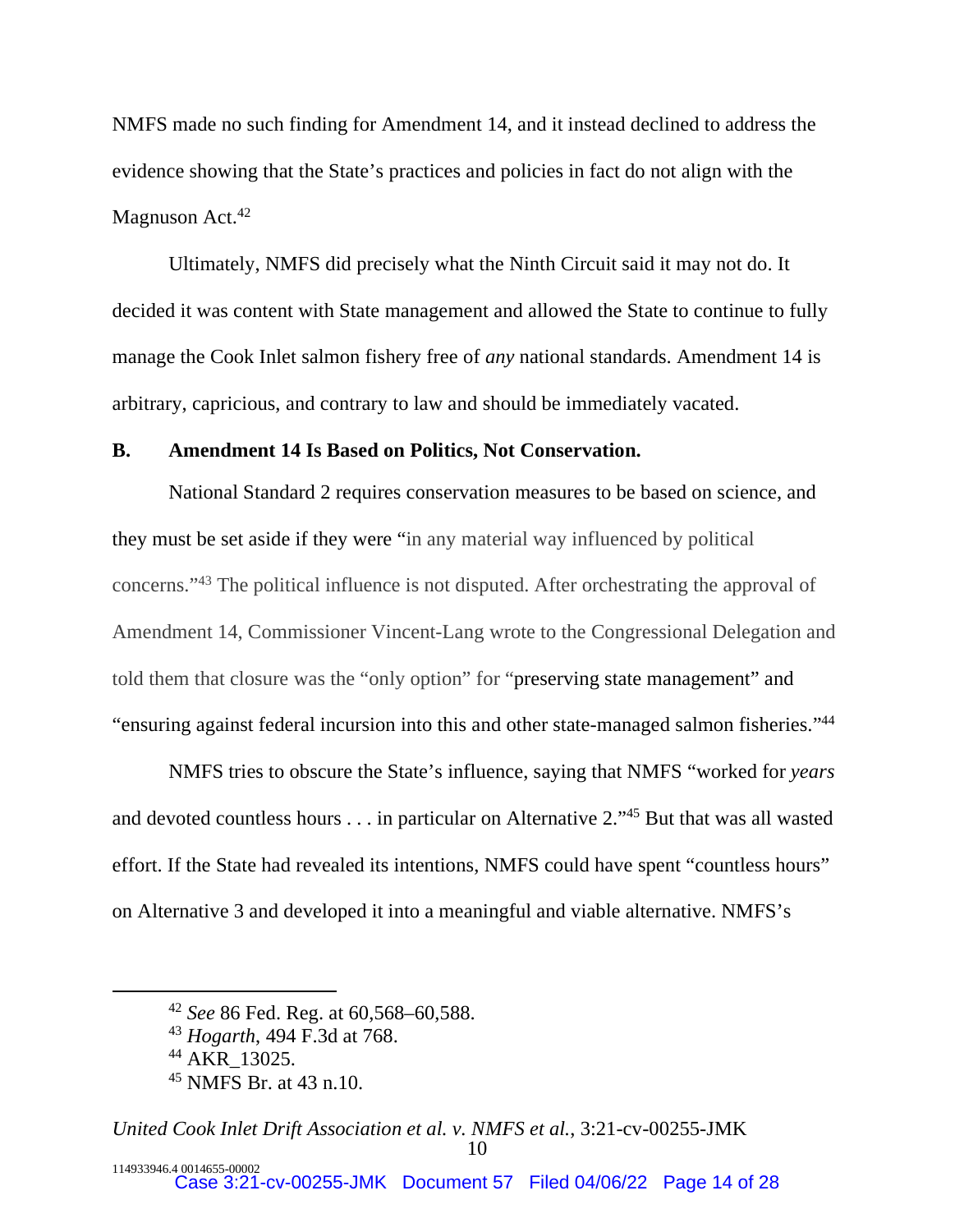NMFS made no such finding for Amendment 14, and it instead declined to address the evidence showing that the State's practices and policies in fact do not align with the Magnuson Act.[42]

Ultimately, NMFS did precisely what the Ninth Circuit said it may not do. It decided it was content with State management and allowed the State to continue to fully manage the Cook Inlet salmon fishery free of *any* national standards. Amendment 14 is arbitrary, capricious, and contrary to law and should be immediately vacated.

**B. Amendment 14 Is Based on Politics, Not Conservation.**

National Standard 2 requires conservation measures to be based on science, and they must be set aside if they were "in any material way influenced by political concerns."[43] The political influence is not disputed. After orchestrating the approval of Amendment 14, Commissioner Vincent-Lang wrote to the Congressional Delegation and told them that closure was the "only option" for "preserving state management" and "ensuring against federal incursion into this and other state-managed salmon fisheries."[44]

NMFS tries to obscure the State's influence, saying that NMFS "worked for *years* and devoted countless hours . . . in particular on Alternative 2."[45] But that was all wasted effort. If the State had revealed its intentions, NMFS could have spent "countless hours" on Alternative 3 and developed it into a meaningful and viable alternative. NMFS's

---

[42] *See* 86 Fed. Reg. at 60,568–60,588.

[43] *Hogarth*, 494 F.3d at 768.

[44] AKR_13025.

[45] NMFS Br. at 43 n.10.

*United Cook Inlet Drift Association et al. v. NMFS et al.*, 3:21-cv-00255-JMK

114933946.4 0014655-00002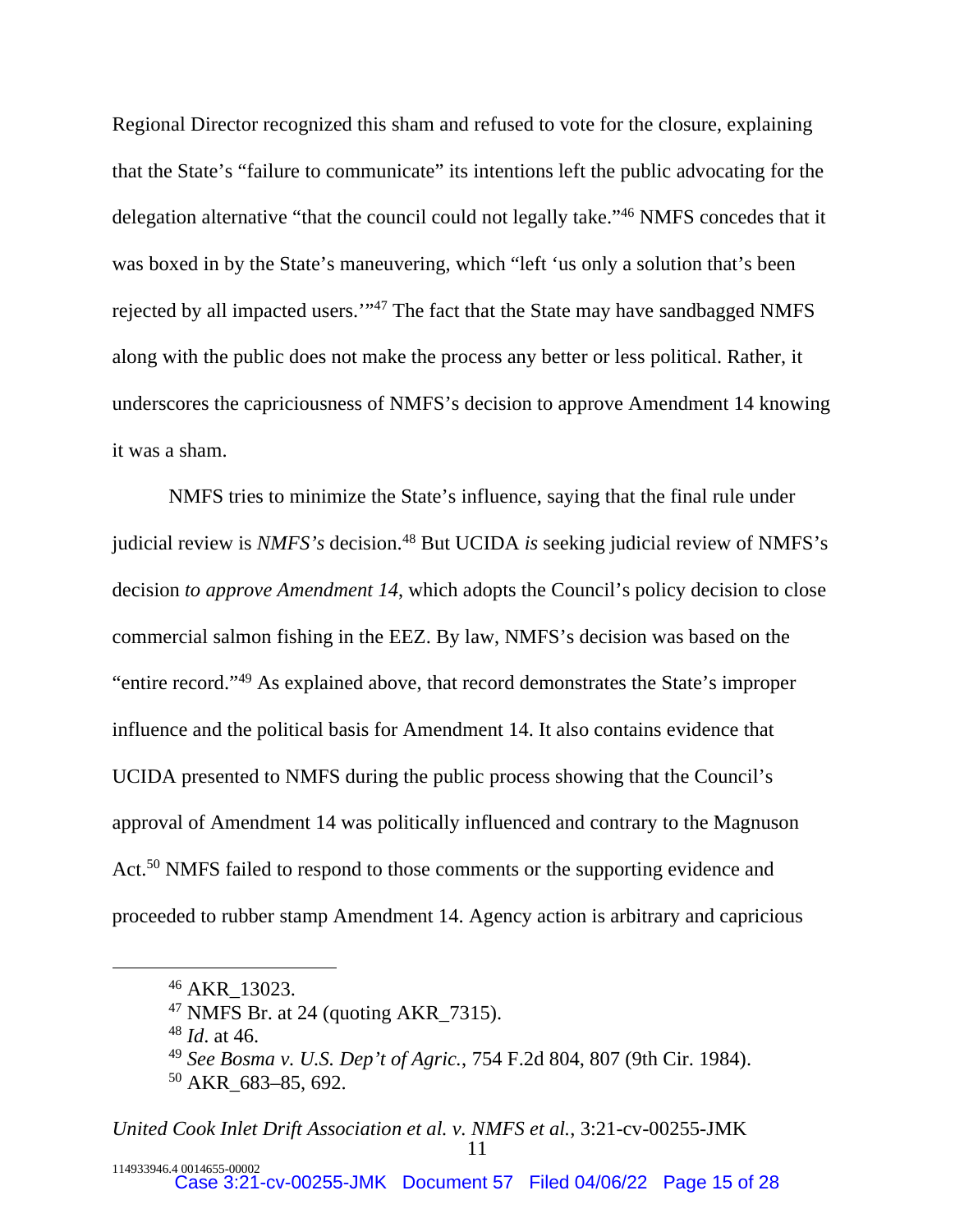Regional Director recognized this sham and refused to vote for the closure, explaining that the State's "failure to communicate" its intentions left the public advocating for the delegation alternative "that the council could not legally take."[46] NMFS concedes that it was boxed in by the State's maneuvering, which "left 'us only a solution that's been rejected by all impacted users.'"[47] The fact that the State may have sandbagged NMFS along with the public does not make the process any better or less political. Rather, it underscores the capriciousness of NMFS's decision to approve Amendment 14 knowing it was a sham.

NMFS tries to minimize the State's influence, saying that the final rule under judicial review is *NMFS's* decision.[48] But UCIDA *is* seeking judicial review of NMFS's decision *to approve Amendment 14*, which adopts the Council's policy decision to close commercial salmon fishing in the EEZ. By law, NMFS's decision was based on the "entire record."[49] As explained above, that record demonstrates the State's improper influence and the political basis for Amendment 14. It also contains evidence that UCIDA presented to NMFS during the public process showing that the Council's approval of Amendment 14 was politically influenced and contrary to the Magnuson Act.[50] NMFS failed to respond to those comments or the supporting evidence and proceeded to rubber stamp Amendment 14. Agency action is arbitrary and capricious

---

[46] AKR_13023.

[47] NMFS Br. at 24 (quoting AKR_7315).

[48] *Id*. at 46.

[49] *See Bosma v. U.S. Dep't of Agric.*, 754 F.2d 804, 807 (9th Cir. 1984).

[50] AKR_683–85, 692.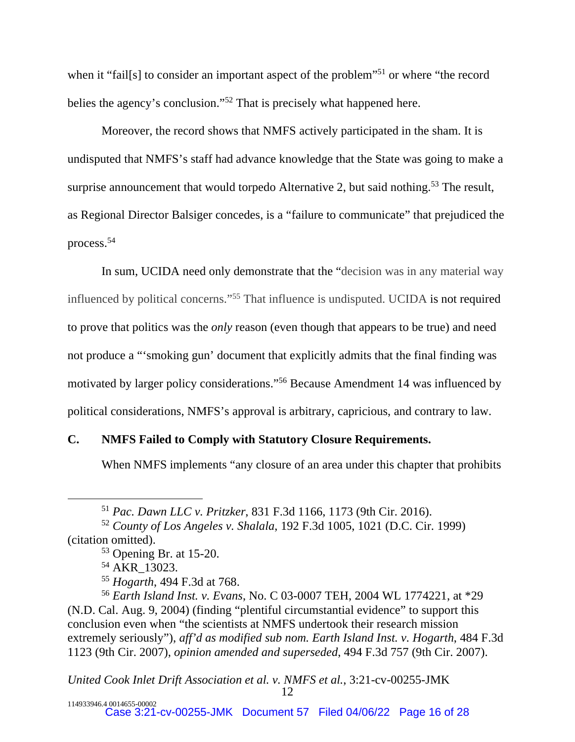when it "fail[s] to consider an important aspect of the problem"[51] or where "the record belies the agency's conclusion."[52] That is precisely what happened here.

Moreover, the record shows that NMFS actively participated in the sham. It is undisputed that NMFS's staff had advance knowledge that the State was going to make a surprise announcement that would torpedo Alternative 2, but said nothing.[53] The result, as Regional Director Balsiger concedes, is a "failure to communicate" that prejudiced the process.[54]

In sum, UCIDA need only demonstrate that the "decision was in any material way influenced by political concerns."[55] That influence is undisputed. UCIDA is not required to prove that politics was the *only* reason (even though that appears to be true) and need not produce a "'smoking gun' document that explicitly admits that the final finding was motivated by larger policy considerations."[56] Because Amendment 14 was influenced by political considerations, NMFS's approval is arbitrary, capricious, and contrary to law.

### C. NMFS Failed to Comply with Statutory Closure Requirements.

When NMFS implements "any closure of an area under this chapter that prohibits

---

[51] *Pac. Dawn LLC v. Pritzker*, 831 F.3d 1166, 1173 (9th Cir. 2016).

[52] *County of Los Angeles v. Shalala*, 192 F.3d 1005, 1021 (D.C. Cir. 1999) (citation omitted).

[53] Opening Br. at 15-20.

[54] AKR_13023.

[55] *Hogarth*, 494 F.3d at 768.

[56] *Earth Island Inst. v. Evans*, No. C 03-0007 TEH, 2004 WL 1774221, at *29 (N.D. Cal. Aug. 9, 2004) (finding "plentiful circumstantial evidence" to support this conclusion even when "the scientists at NMFS undertook their research mission extremely seriously"), *aff'd as modified sub nom. Earth Island Inst. v. Hogarth*, 484 F.3d 1123 (9th Cir. 2007), *opinion amended and superseded*, 494 F.3d 757 (9th Cir. 2007).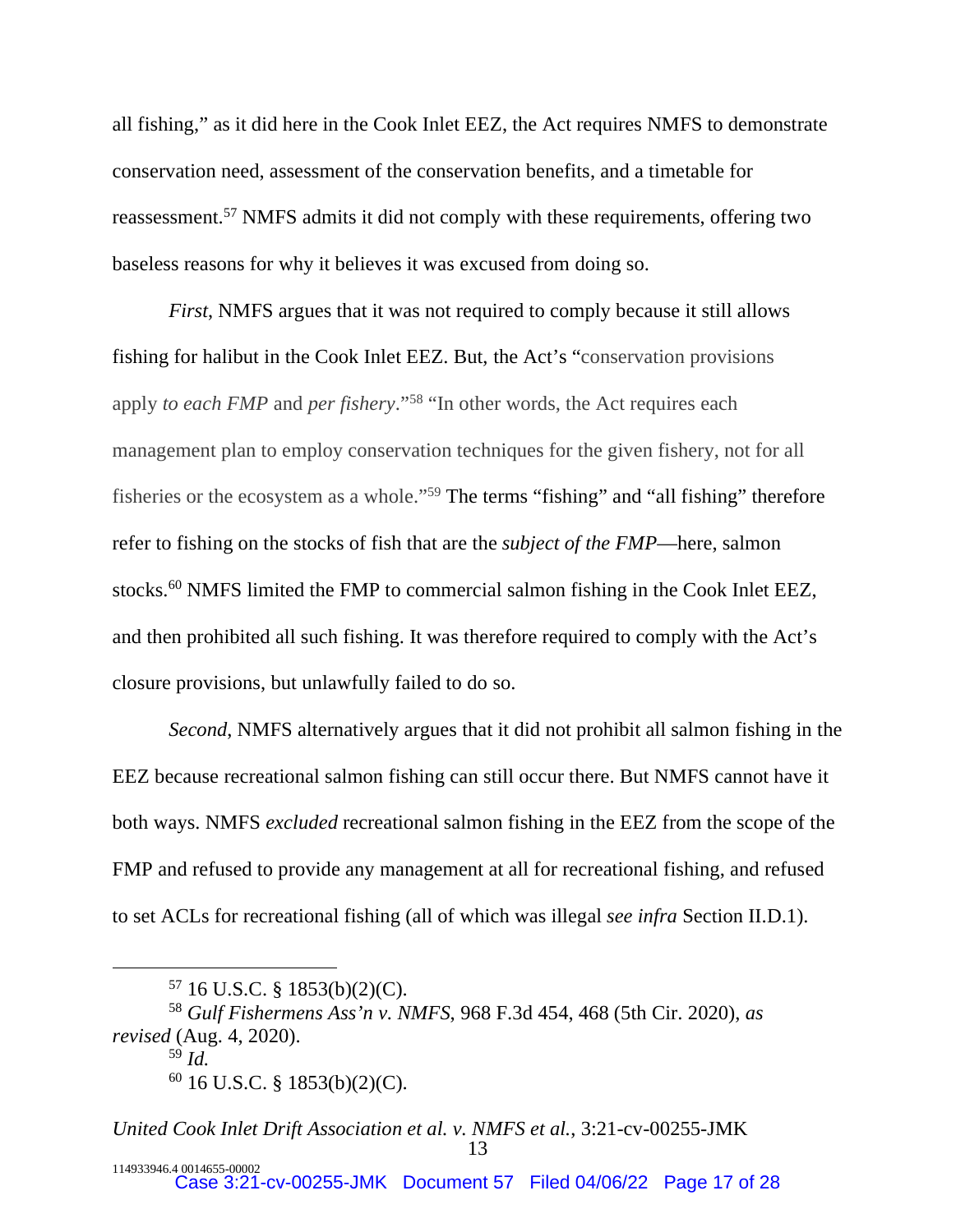all fishing," as it did here in the Cook Inlet EEZ, the Act requires NMFS to demonstrate conservation need, assessment of the conservation benefits, and a timetable for reassessment.[57] NMFS admits it did not comply with these requirements, offering two baseless reasons for why it believes it was excused from doing so.

*First*, NMFS argues that it was not required to comply because it still allows fishing for halibut in the Cook Inlet EEZ. But, the Act's "conservation provisions apply *to each FMP* and *per fishery*."[58] "In other words, the Act requires each management plan to employ conservation techniques for the given fishery, not for all fisheries or the ecosystem as a whole."[59] The terms "fishing" and "all fishing" therefore refer to fishing on the stocks of fish that are the *subject of the FMP*—here, salmon stocks.[60] NMFS limited the FMP to commercial salmon fishing in the Cook Inlet EEZ, and then prohibited all such fishing. It was therefore required to comply with the Act's closure provisions, but unlawfully failed to do so.

*Second*, NMFS alternatively argues that it did not prohibit all salmon fishing in the EEZ because recreational salmon fishing can still occur there. But NMFS cannot have it both ways. NMFS *excluded* recreational salmon fishing in the EEZ from the scope of the FMP and refused to provide any management at all for recreational fishing, and refused to set ACLs for recreational fishing (all of which was illegal *see infra* Section II.D.1).

---

[57] 16 U.S.C. § 1853(b)(2)(C).

[58] *Gulf Fishermens Ass'n v. NMFS*, 968 F.3d 454, 468 (5th Cir. 2020), *as revised* (Aug. 4, 2020).

[59] *Id.*

[60] 16 U.S.C. § 1853(b)(2)(C).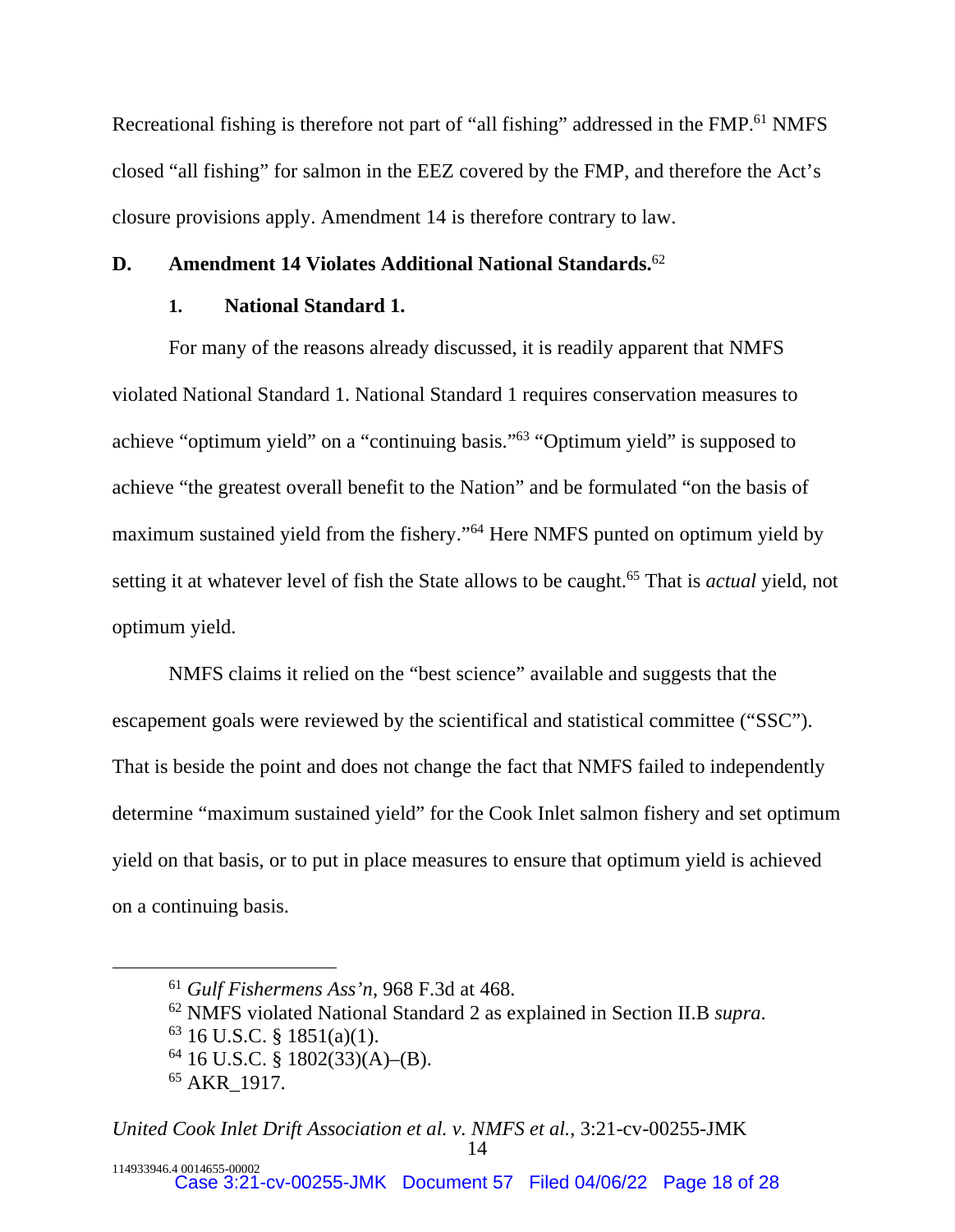Recreational fishing is therefore not part of "all fishing" addressed in the FMP.[61] NMFS closed "all fishing" for salmon in the EEZ covered by the FMP, and therefore the Act's closure provisions apply. Amendment 14 is therefore contrary to law.

### D. Amendment 14 Violates Additional National Standards.[62]

#### 1. National Standard 1.

For many of the reasons already discussed, it is readily apparent that NMFS violated National Standard 1. National Standard 1 requires conservation measures to achieve "optimum yield" on a "continuing basis."[63] "Optimum yield" is supposed to achieve "the greatest overall benefit to the Nation" and be formulated "on the basis of maximum sustained yield from the fishery."[64] Here NMFS punted on optimum yield by setting it at whatever level of fish the State allows to be caught.[65] That is *actual* yield, not optimum yield.

NMFS claims it relied on the "best science" available and suggests that the escapement goals were reviewed by the scientifical and statistical committee ("SSC"). That is beside the point and does not change the fact that NMFS failed to independently determine "maximum sustained yield" for the Cook Inlet salmon fishery and set optimum yield on that basis, or to put in place measures to ensure that optimum yield is achieved on a continuing basis.

---

[61] *Gulf Fishermens Ass'n*, 968 F.3d at 468.

[62] NMFS violated National Standard 2 as explained in Section II.B *supra*.

[63] 16 U.S.C. § 1851(a)(1).

[64] 16 U.S.C. § 1802(33)(A)–(B).

[65] AKR_1917.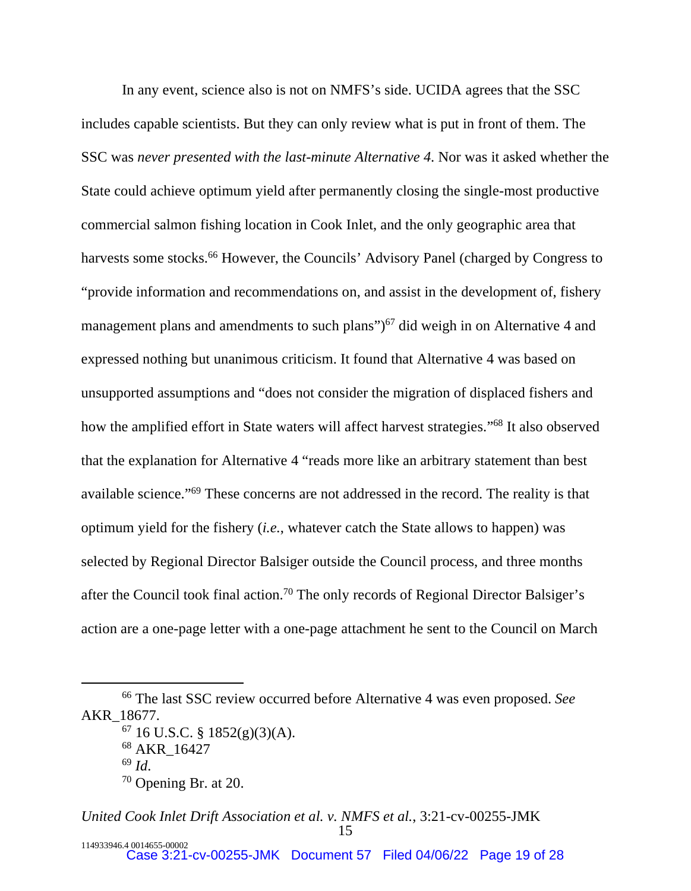In any event, science also is not on NMFS's side. UCIDA agrees that the SSC includes capable scientists. But they can only review what is put in front of them. The SSC was *never presented with the last-minute Alternative 4*. Nor was it asked whether the State could achieve optimum yield after permanently closing the single-most productive commercial salmon fishing location in Cook Inlet, and the only geographic area that harvests some stocks.[66] However, the Councils' Advisory Panel (charged by Congress to "provide information and recommendations on, and assist in the development of, fishery management plans and amendments to such plans")[67] did weigh in on Alternative 4 and expressed nothing but unanimous criticism. It found that Alternative 4 was based on unsupported assumptions and "does not consider the migration of displaced fishers and how the amplified effort in State waters will affect harvest strategies."[68] It also observed that the explanation for Alternative 4 "reads more like an arbitrary statement than best available science."[69] These concerns are not addressed in the record. The reality is that optimum yield for the fishery (*i.e.*, whatever catch the State allows to happen) was selected by Regional Director Balsiger outside the Council process, and three months after the Council took final action.[70] The only records of Regional Director Balsiger's action are a one-page letter with a one-page attachment he sent to the Council on March

---

[66] The last SSC review occurred before Alternative 4 was even proposed. *See* AKR_18677.

[67] 16 U.S.C. § 1852(g)(3)(A).

[68] AKR_16427

[69] *Id*.

[70] Opening Br. at 20.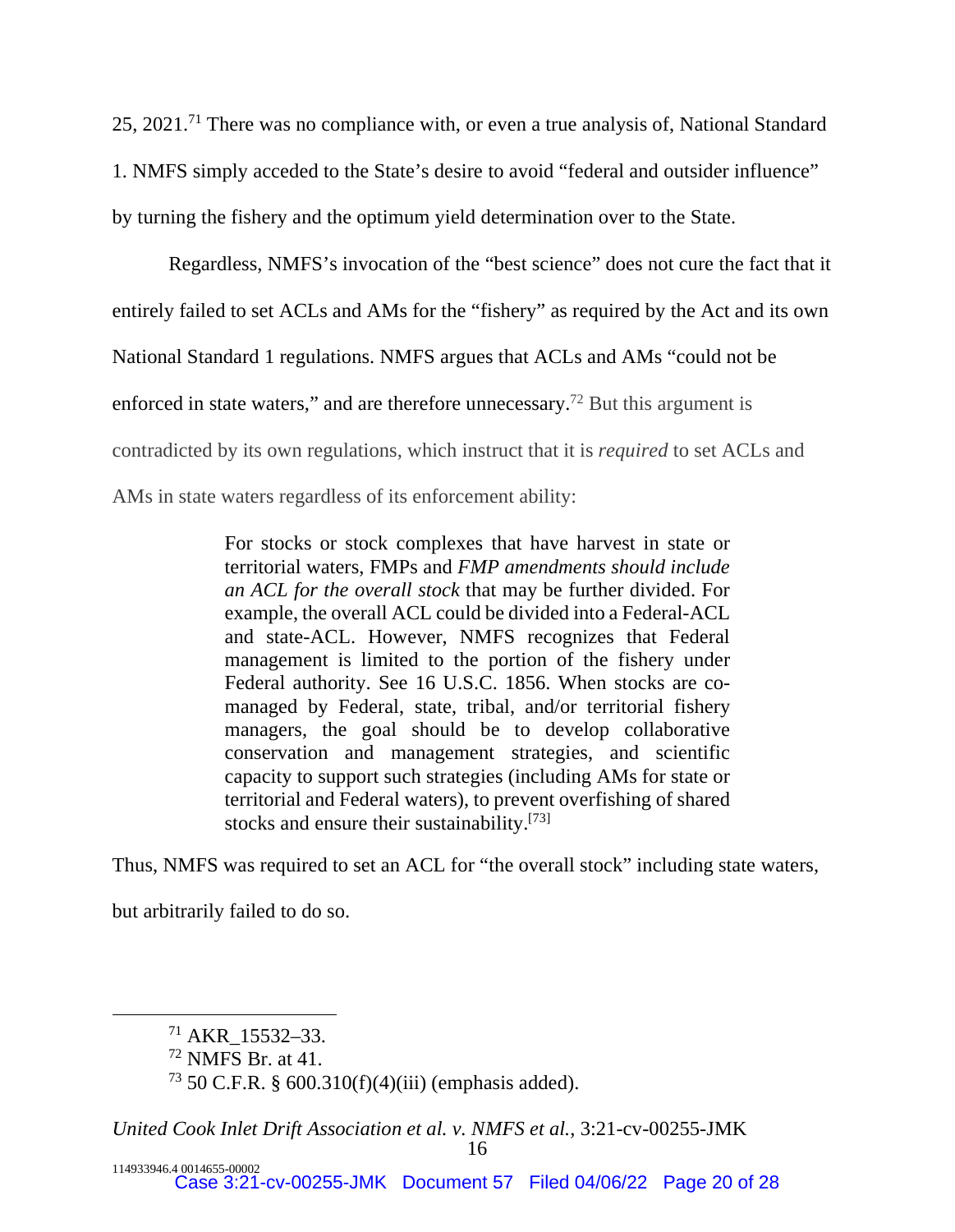25, 2021.[71] There was no compliance with, or even a true analysis of, National Standard 1. NMFS simply acceded to the State's desire to avoid "federal and outsider influence" by turning the fishery and the optimum yield determination over to the State.

Regardless, NMFS's invocation of the "best science" does not cure the fact that it entirely failed to set ACLs and AMs for the "fishery" as required by the Act and its own National Standard 1 regulations. NMFS argues that ACLs and AMs "could not be enforced in state waters," and are therefore unnecessary.[72] But this argument is contradicted by its own regulations, which instruct that it is *required* to set ACLs and AMs in state waters regardless of its enforcement ability:

> For stocks or stock complexes that have harvest in state or territorial waters, FMPs and *FMP amendments should include an ACL for the overall stock* that may be further divided. For example, the overall ACL could be divided into a Federal-ACL and state-ACL. However, NMFS recognizes that Federal management is limited to the portion of the fishery under Federal authority. See 16 U.S.C. 1856. When stocks are co-managed by Federal, state, tribal, and/or territorial fishery managers, the goal should be to develop collaborative conservation and management strategies, and scientific capacity to support such strategies (including AMs for state or territorial and Federal waters), to prevent overfishing of shared stocks and ensure their sustainability.[73]

Thus, NMFS was required to set an ACL for "the overall stock" including state waters, but arbitrarily failed to do so.

---

[71] AKR_15532–33.

[72] NMFS Br. at 41.

[73] 50 C.F.R. § 600.310(f)(4)(iii) (emphasis added).

*United Cook Inlet Drift Association et al. v. NMFS et al.*, 3:21-cv-00255-JMK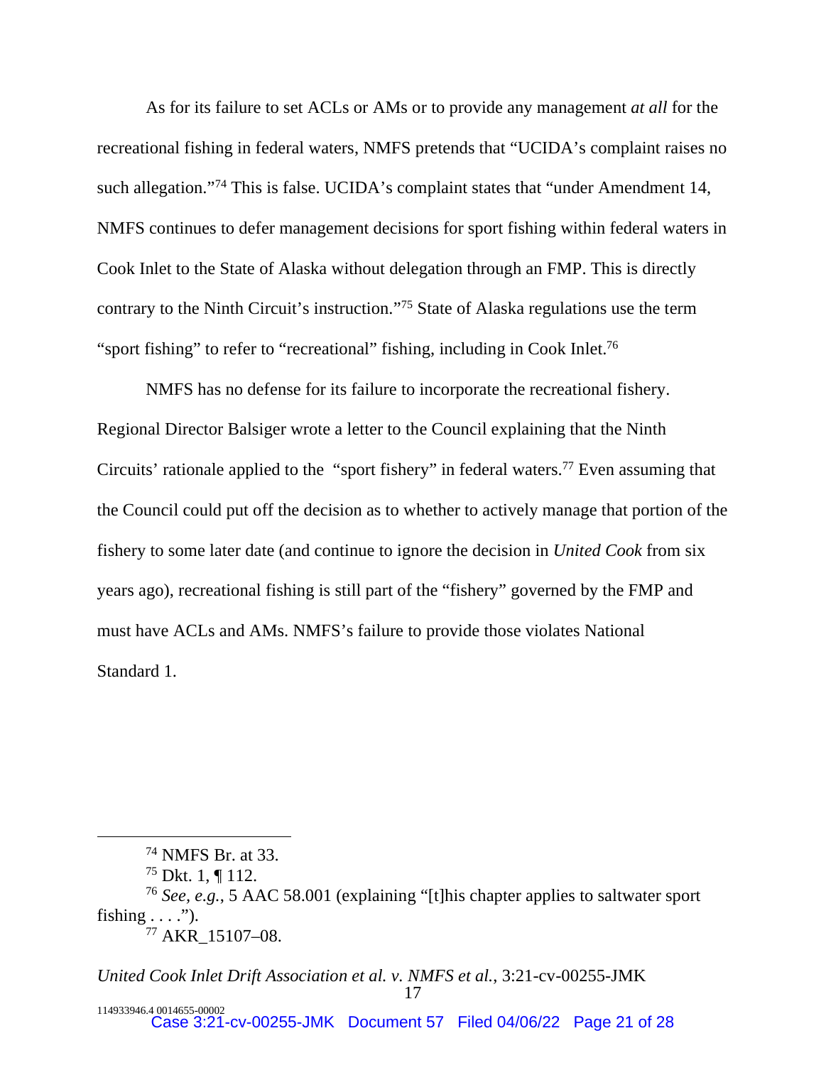As for its failure to set ACLs or AMs or to provide any management *at all* for the recreational fishing in federal waters, NMFS pretends that "UCIDA's complaint raises no such allegation."[74] This is false. UCIDA's complaint states that "under Amendment 14, NMFS continues to defer management decisions for sport fishing within federal waters in Cook Inlet to the State of Alaska without delegation through an FMP. This is directly contrary to the Ninth Circuit's instruction."[75] State of Alaska regulations use the term "sport fishing" to refer to "recreational" fishing, including in Cook Inlet.[76]

NMFS has no defense for its failure to incorporate the recreational fishery. Regional Director Balsiger wrote a letter to the Council explaining that the Ninth Circuits' rationale applied to the "sport fishery" in federal waters.[77] Even assuming that the Council could put off the decision as to whether to actively manage that portion of the fishery to some later date (and continue to ignore the decision in *United Cook* from six years ago), recreational fishing is still part of the "fishery" governed by the FMP and must have ACLs and AMs. NMFS's failure to provide those violates National Standard 1.

---

[74] NMFS Br. at 33.

[75] Dkt. 1, ¶ 112.

[76] *See, e.g.*, 5 AAC 58.001 (explaining "[t]his chapter applies to saltwater sport fishing . . . .").

[77] AKR_15107–08.

*United Cook Inlet Drift Association et al. v. NMFS et al.*, 3:21-cv-00255-JMK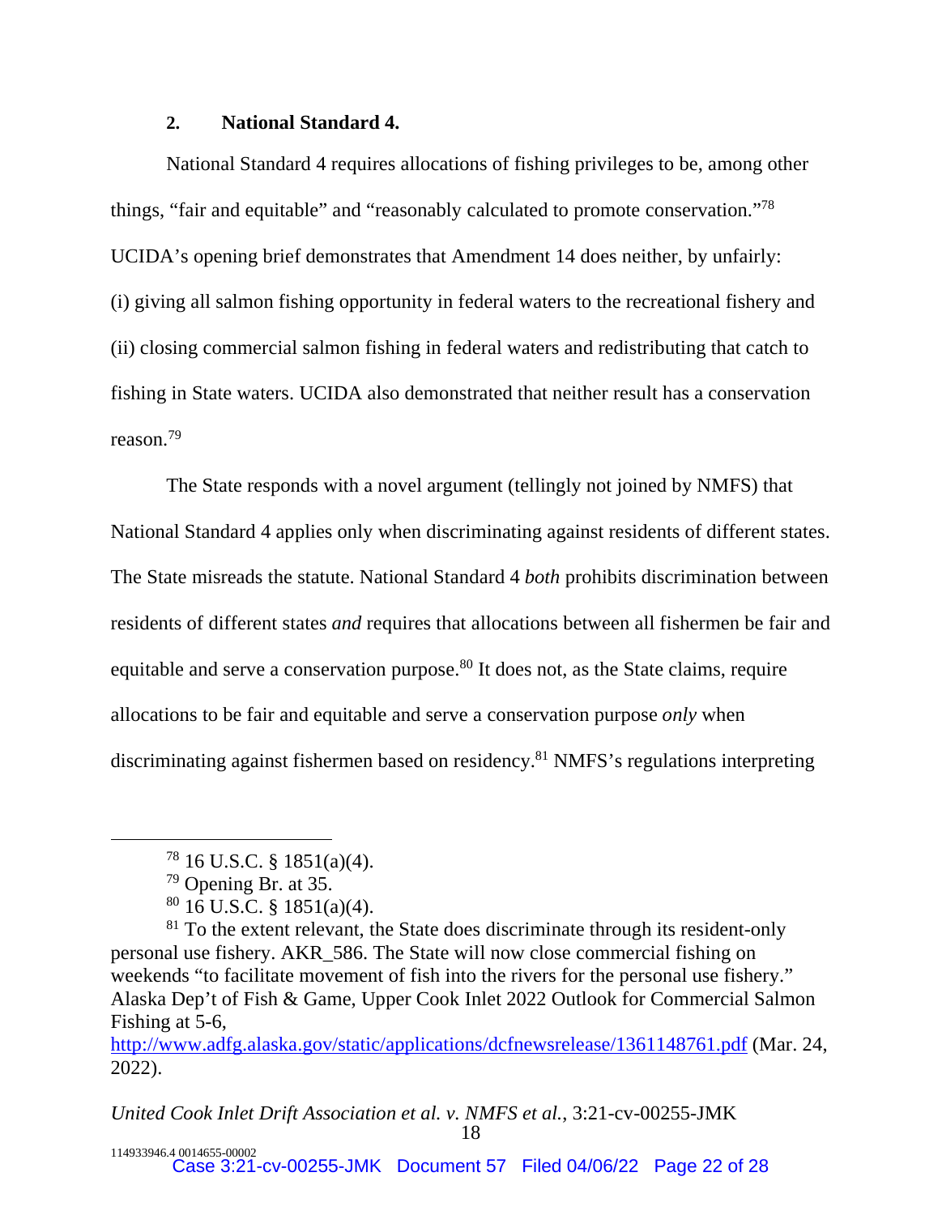### 2. National Standard 4.

National Standard 4 requires allocations of fishing privileges to be, among other things, "fair and equitable" and "reasonably calculated to promote conservation."[78] UCIDA's opening brief demonstrates that Amendment 14 does neither, by unfairly: (i) giving all salmon fishing opportunity in federal waters to the recreational fishery and (ii) closing commercial salmon fishing in federal waters and redistributing that catch to fishing in State waters. UCIDA also demonstrated that neither result has a conservation reason.[79]

The State responds with a novel argument (tellingly not joined by NMFS) that National Standard 4 applies only when discriminating against residents of different states. The State misreads the statute. National Standard 4 *both* prohibits discrimination between residents of different states *and* requires that allocations between all fishermen be fair and equitable and serve a conservation purpose.[80] It does not, as the State claims, require allocations to be fair and equitable and serve a conservation purpose *only* when discriminating against fishermen based on residency.[81] NMFS's regulations interpreting

---

[78] 16 U.S.C. § 1851(a)(4).

[79] Opening Br. at 35.

[80] 16 U.S.C. § 1851(a)(4).

[81] To the extent relevant, the State does discriminate through its resident-only personal use fishery. AKR_586. The State will now close commercial fishing on weekends "to facilitate movement of fish into the rivers for the personal use fishery." Alaska Dep't of Fish & Game, Upper Cook Inlet 2022 Outlook for Commercial Salmon Fishing at 5-6, http://www.adfg.alaska.gov/static/applications/dcfnewsrelease/1361148761.pdf (Mar. 24, 2022).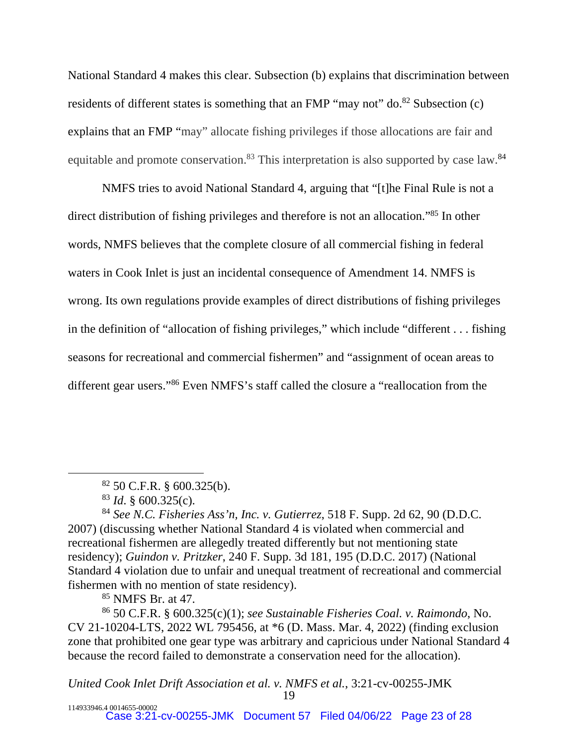National Standard 4 makes this clear. Subsection (b) explains that discrimination between residents of different states is something that an FMP "may not" do.[82] Subsection (c) explains that an FMP "may" allocate fishing privileges if those allocations are fair and equitable and promote conservation.[83] This interpretation is also supported by case law.[84]

NMFS tries to avoid National Standard 4, arguing that "[t]he Final Rule is not a direct distribution of fishing privileges and therefore is not an allocation."[85] In other words, NMFS believes that the complete closure of all commercial fishing in federal waters in Cook Inlet is just an incidental consequence of Amendment 14. NMFS is wrong. Its own regulations provide examples of direct distributions of fishing privileges in the definition of "allocation of fishing privileges," which include "different . . . fishing seasons for recreational and commercial fishermen" and "assignment of ocean areas to different gear users."[86] Even NMFS's staff called the closure a "reallocation from the

---

[82] 50 C.F.R. § 600.325(b).

[83] *Id*. § 600.325(c).

[84] *See N.C. Fisheries Ass'n, Inc. v. Gutierrez*, 518 F. Supp. 2d 62, 90 (D.D.C. 2007) (discussing whether National Standard 4 is violated when commercial and recreational fishermen are allegedly treated differently but not mentioning state residency); *Guindon v. Pritzker*, 240 F. Supp. 3d 181, 195 (D.D.C. 2017) (National Standard 4 violation due to unfair and unequal treatment of recreational and commercial fishermen with no mention of state residency).

[85] NMFS Br. at 47.

[86] 50 C.F.R. § 600.325(c)(1); *see Sustainable Fisheries Coal. v. Raimondo*, No. CV 21-10204-LTS, 2022 WL 795456, at *6 (D. Mass. Mar. 4, 2022) (finding exclusion zone that prohibited one gear type was arbitrary and capricious under National Standard 4 because the record failed to demonstrate a conservation need for the allocation).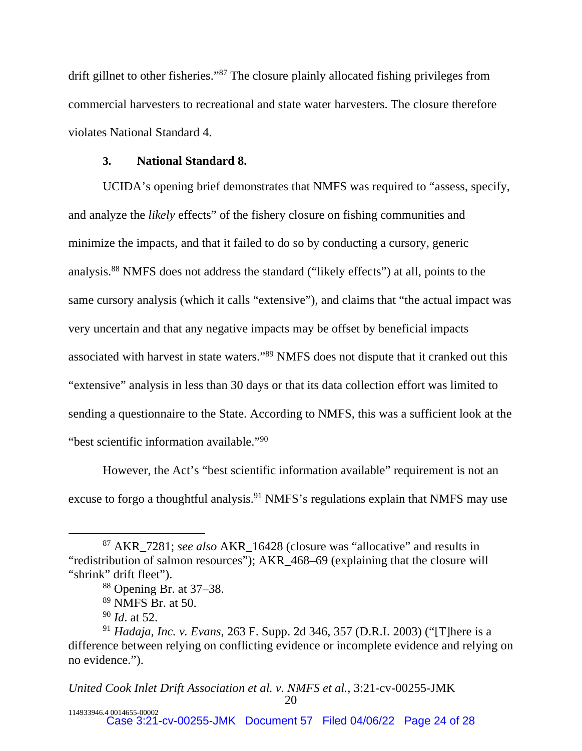drift gillnet to other fisheries."[87] The closure plainly allocated fishing privileges from commercial harvesters to recreational and state water harvesters. The closure therefore violates National Standard 4.

### 3. National Standard 8.

UCIDA's opening brief demonstrates that NMFS was required to "assess, specify, and analyze the *likely* effects" of the fishery closure on fishing communities and minimize the impacts, and that it failed to do so by conducting a cursory, generic analysis.[88] NMFS does not address the standard ("likely effects") at all, points to the same cursory analysis (which it calls "extensive"), and claims that "the actual impact was very uncertain and that any negative impacts may be offset by beneficial impacts associated with harvest in state waters."[89] NMFS does not dispute that it cranked out this "extensive" analysis in less than 30 days or that its data collection effort was limited to sending a questionnaire to the State. According to NMFS, this was a sufficient look at the "best scientific information available."[90]

However, the Act's "best scientific information available" requirement is not an excuse to forgo a thoughtful analysis.[91] NMFS's regulations explain that NMFS may use

---

[87] AKR_7281; *see also* AKR_16428 (closure was "allocative" and results in "redistribution of salmon resources"); AKR_468–69 (explaining that the closure will "shrink" drift fleet").

[88] Opening Br. at 37–38.

[89] NMFS Br. at 50.

[90] *Id*. at 52.

[91] *Hadaja, Inc. v. Evans*, 263 F. Supp. 2d 346, 357 (D.R.I. 2003) ("[T]here is a difference between relying on conflicting evidence or incomplete evidence and relying on no evidence.").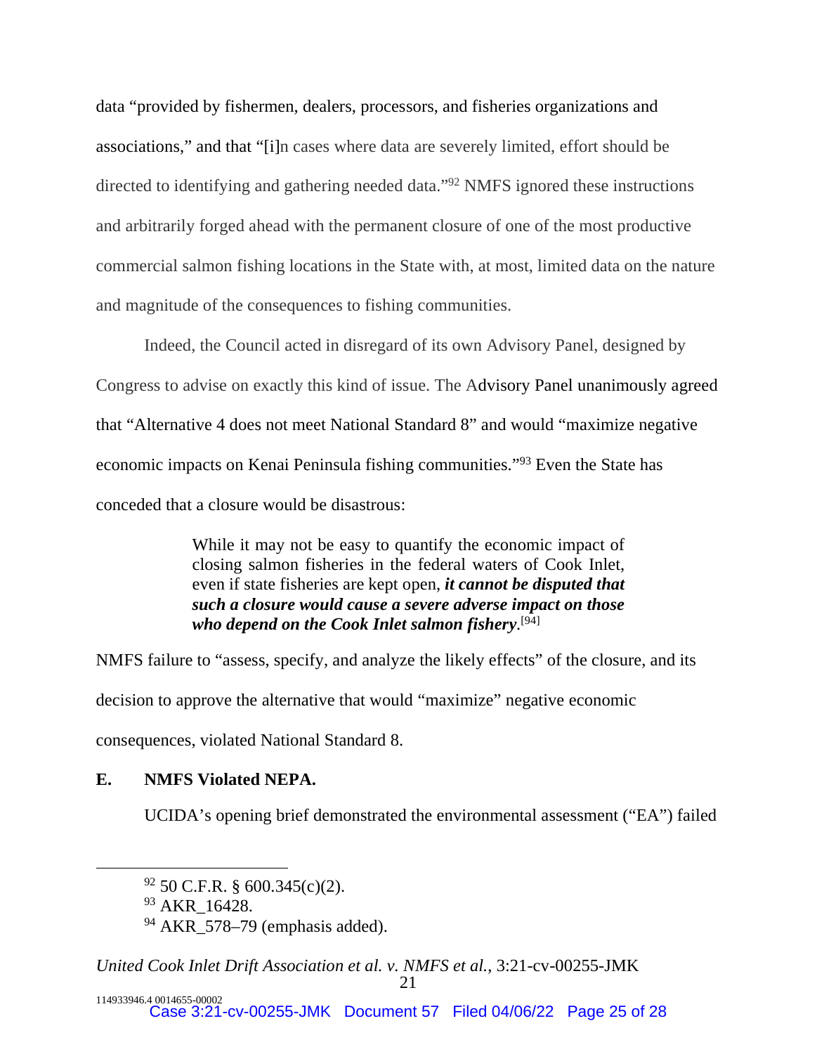data "provided by fishermen, dealers, processors, and fisheries organizations and associations," and that "[i]n cases where data are severely limited, effort should be directed to identifying and gathering needed data."[92] NMFS ignored these instructions and arbitrarily forged ahead with the permanent closure of one of the most productive commercial salmon fishing locations in the State with, at most, limited data on the nature and magnitude of the consequences to fishing communities.

Indeed, the Council acted in disregard of its own Advisory Panel, designed by Congress to advise on exactly this kind of issue. The Advisory Panel unanimously agreed that "Alternative 4 does not meet National Standard 8" and would "maximize negative economic impacts on Kenai Peninsula fishing communities."[93] Even the State has conceded that a closure would be disastrous:

> While it may not be easy to quantify the economic impact of closing salmon fisheries in the federal waters of Cook Inlet, even if state fisheries are kept open, ***it cannot be disputed that such a closure would cause a severe adverse impact on those who depend on the Cook Inlet salmon fishery***.[94]

NMFS failure to "assess, specify, and analyze the likely effects" of the closure, and its decision to approve the alternative that would "maximize" negative economic consequences, violated National Standard 8.

## E. NMFS Violated NEPA.

UCIDA's opening brief demonstrated the environmental assessment ("EA") failed

---

[92] 50 C.F.R. § 600.345(c)(2).

[93] AKR_16428.

[94] AKR_578–79 (emphasis added).

*United Cook Inlet Drift Association et al. v. NMFS et al.*, 3:21-cv-00255-JMK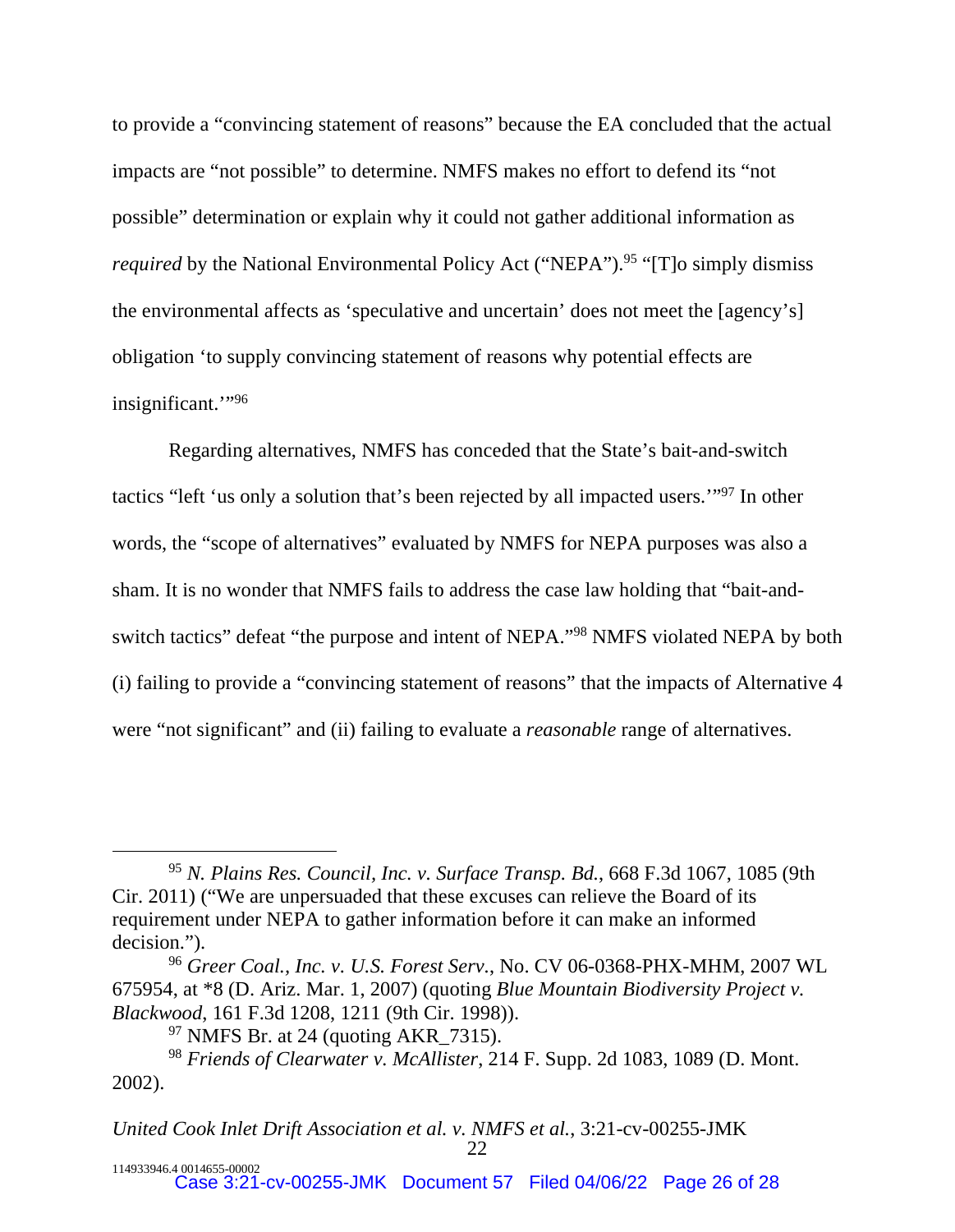to provide a "convincing statement of reasons" because the EA concluded that the actual impacts are "not possible" to determine. NMFS makes no effort to defend its "not possible" determination or explain why it could not gather additional information as *required* by the National Environmental Policy Act ("NEPA").[95] "[T]o simply dismiss the environmental affects as 'speculative and uncertain' does not meet the [agency's] obligation 'to supply convincing statement of reasons why potential effects are insignificant.'"[96]

Regarding alternatives, NMFS has conceded that the State's bait-and-switch tactics "left 'us only a solution that's been rejected by all impacted users.'"[97] In other words, the "scope of alternatives" evaluated by NMFS for NEPA purposes was also a sham. It is no wonder that NMFS fails to address the case law holding that "bait-and-switch tactics" defeat "the purpose and intent of NEPA."[98] NMFS violated NEPA by both (i) failing to provide a "convincing statement of reasons" that the impacts of Alternative 4 were "not significant" and (ii) failing to evaluate a *reasonable* range of alternatives.

---

[95] *N. Plains Res. Council, Inc. v. Surface Transp. Bd.*, 668 F.3d 1067, 1085 (9th Cir. 2011) ("We are unpersuaded that these excuses can relieve the Board of its requirement under NEPA to gather information before it can make an informed decision.").

[96] *Greer Coal., Inc. v. U.S. Forest Serv.*, No. CV 06-0368-PHX-MHM, 2007 WL 675954, at *8 (D. Ariz. Mar. 1, 2007) (quoting *Blue Mountain Biodiversity Project v. Blackwood*, 161 F.3d 1208, 1211 (9th Cir. 1998)).

[97] NMFS Br. at 24 (quoting AKR_7315).

[98] *Friends of Clearwater v. McAllister*, 214 F. Supp. 2d 1083, 1089 (D. Mont. 2002).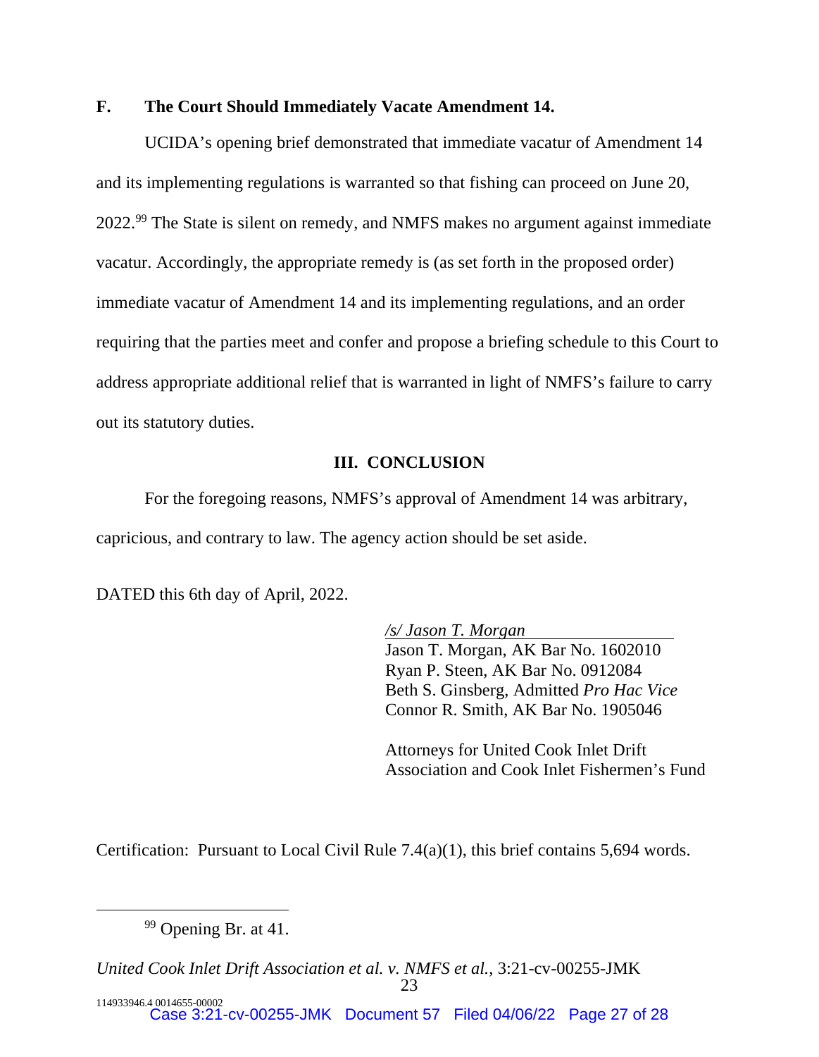### F. The Court Should Immediately Vacate Amendment 14.

UCIDA's opening brief demonstrated that immediate vacatur of Amendment 14 and its implementing regulations is warranted so that fishing can proceed on June 20, 2022.[99] The State is silent on remedy, and NMFS makes no argument against immediate vacatur. Accordingly, the appropriate remedy is (as set forth in the proposed order) immediate vacatur of Amendment 14 and its implementing regulations, and an order requiring that the parties meet and confer and propose a briefing schedule to this Court to address appropriate additional relief that is warranted in light of NMFS's failure to carry out its statutory duties.

## III. CONCLUSION

For the foregoing reasons, NMFS's approval of Amendment 14 was arbitrary, capricious, and contrary to law. The agency action should be set aside.

DATED this 6th day of April, 2022.

*/s/ Jason T. Morgan*
Jason T. Morgan, AK Bar No. 1602010
Ryan P. Steen, AK Bar No. 0912084
Beth S. Ginsberg, Admitted *Pro Hac Vice*
Connor R. Smith, AK Bar No. 1905046

Attorneys for United Cook Inlet Drift Association and Cook Inlet Fishermen's Fund

Certification: Pursuant to Local Civil Rule 7.4(a)(1), this brief contains 5,694 words.

[99] Opening Br. at 41.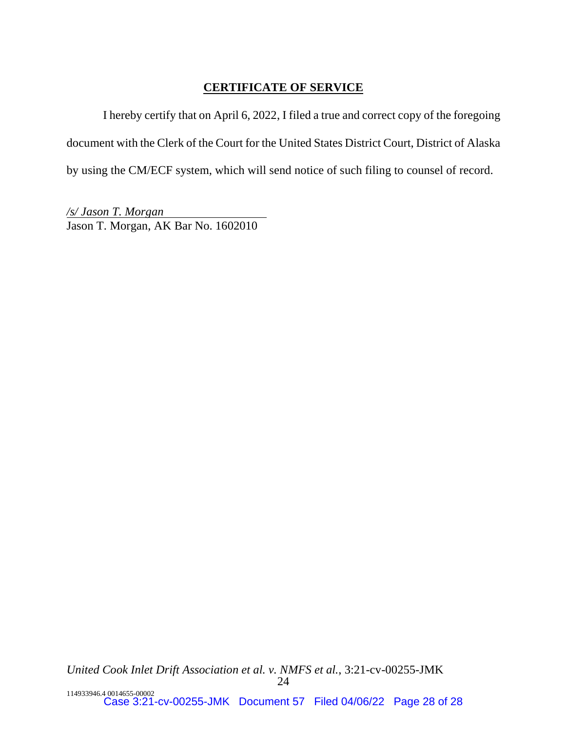**CERTIFICATE OF SERVICE**

I hereby certify that on April 6, 2022, I filed a true and correct copy of the foregoing document with the Clerk of the Court for the United States District Court, District of Alaska by using the CM/ECF system, which will send notice of such filing to counsel of record.

*/s/ Jason T. Morgan*
Jason T. Morgan, AK Bar No. 1602010